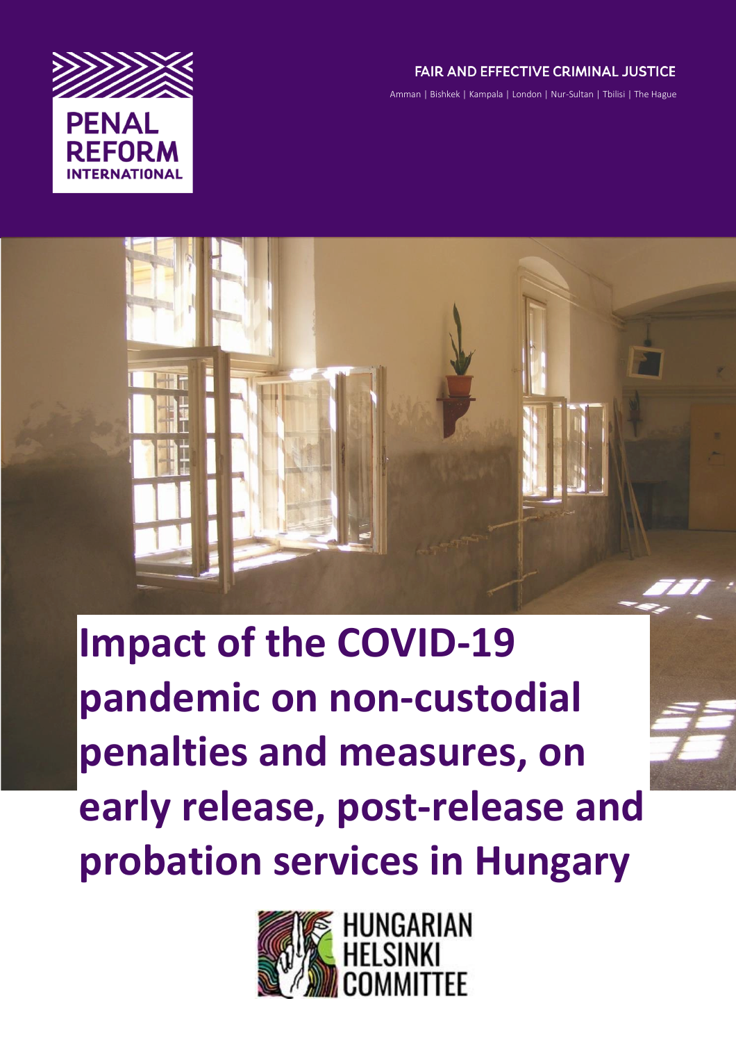PENAL REFORM INTERNATIONAL

FAIR AND EFFECTIVE CRIMINAL JUSTICE

Amman | Bishkek | Kampala | London | Nur-Sultan | Tbilisi | The Hague

# Impact of the COVID-19 pandemic on non-custodial penalties and measures, on early release, post-release and probation services in Hungary

HUNGARIAN HELSINKI COMMITTEE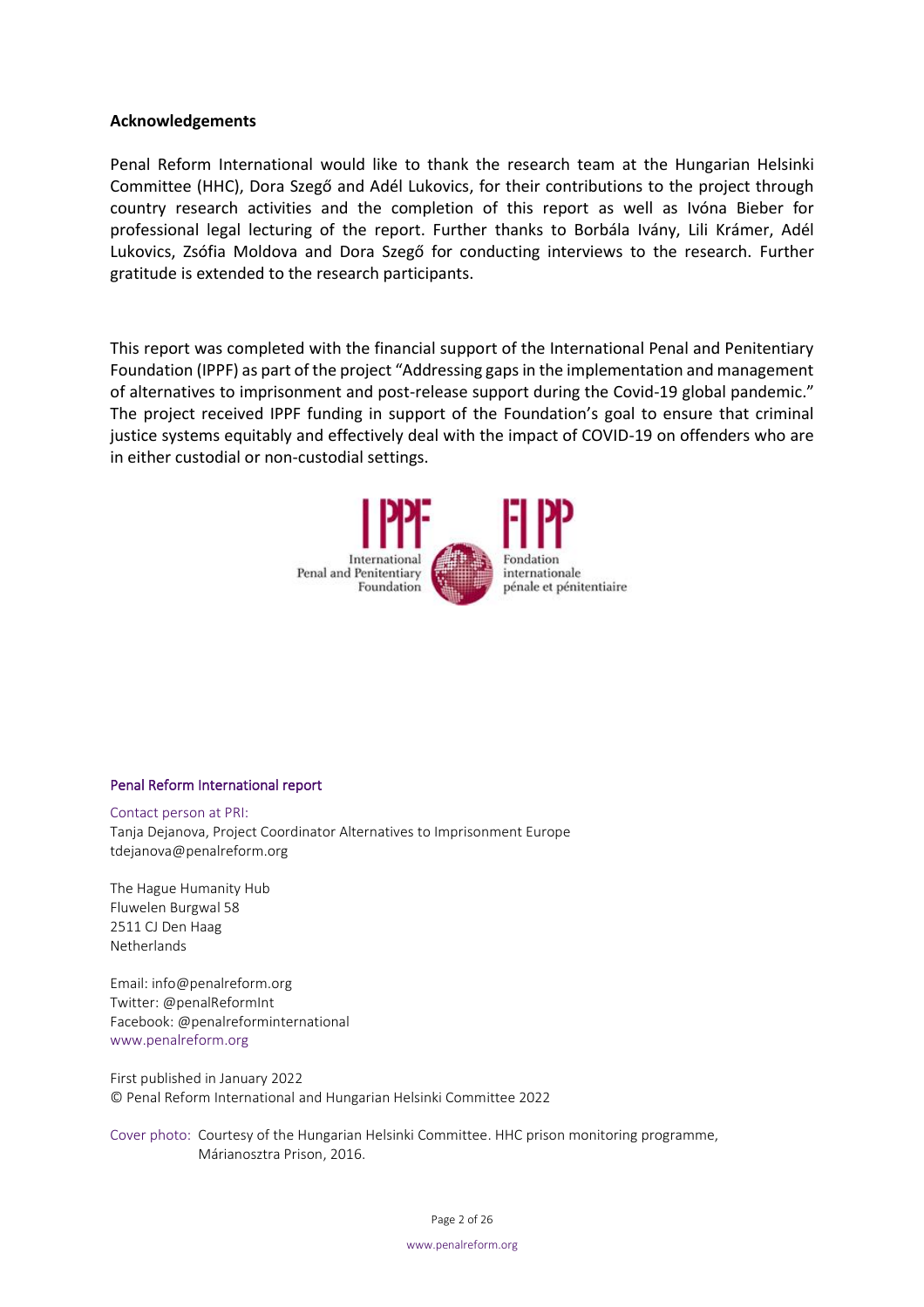## Acknowledgements

Penal Reform International would like to thank the research team at the Hungarian Helsinki Committee (HHC), Dora Szegő and Adél Lukovics, for their contributions to the project through country research activities and the completion of this report as well as Ivóna Bieber for professional legal lecturing of the report. Further thanks to Borbála Ivány, Lili Krámer, Adél Lukovics, Zsófia Moldova and Dora Szegő for conducting interviews to the research. Further gratitude is extended to the research participants.

This report was completed with the financial support of the International Penal and Penitentiary Foundation (IPPF) as part of the project "Addressing gaps in the implementation and management of alternatives to imprisonment and post-release support during the Covid-19 global pandemic." The project received IPPF funding in support of the Foundation's goal to ensure that criminal justice systems equitably and effectively deal with the impact of COVID-19 on offenders who are in either custodial or non-custodial settings.

IPPF International Penal and Penitentiary Foundation — FIPP Fondation internationale pénale et pénitentiaire

**Penal Reform International report**

Contact person at PRI:
Tanja Dejanova, Project Coordinator Alternatives to Imprisonment Europe
tdejanova@penalreform.org

The Hague Humanity Hub
Fluwelen Burgwal 58
2511 CJ Den Haag
Netherlands

Email: info@penalreform.org
Twitter: @penalReformInt
Facebook: @penalreforminternational
www.penalreform.org

First published in January 2022
© Penal Reform International and Hungarian Helsinki Committee 2022

Cover photo: Courtesy of the Hungarian Helsinki Committee. HHC prison monitoring programme, Márianosztra Prison, 2016.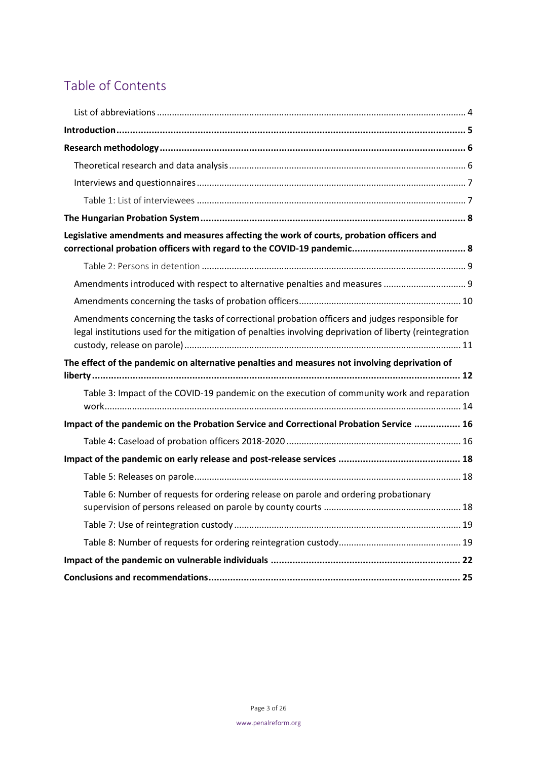# Table of Contents

List of abbreviations ........ 4

**Introduction ........ 5**

**Research methodology ........ 6**

Theoretical research and data analysis ........ 6

Interviews and questionnaires ........ 7

Table 1: List of interviewees ........ 7

**The Hungarian Probation System ........ 8**

**Legislative amendments and measures affecting the work of courts, probation officers and correctional probation officers with regard to the COVID-19 pandemic ........ 8**

Table 2: Persons in detention ........ 9

Amendments introduced with respect to alternative penalties and measures ........ 9

Amendments concerning the tasks of probation officers ........ 10

Amendments concerning the tasks of correctional probation officers and judges responsible for legal institutions used for the mitigation of penalties involving deprivation of liberty (reintegration custody, release on parole) ........ 11

**The effect of the pandemic on alternative penalties and measures not involving deprivation of liberty ........ 12**

Table 3: Impact of the COVID-19 pandemic on the execution of community work and reparation work ........ 14

**Impact of the pandemic on the Probation Service and Correctional Probation Service ........ 16**

Table 4: Caseload of probation officers 2018-2020 ........ 16

**Impact of the pandemic on early release and post-release services ........ 18**

Table 5: Releases on parole ........ 18

Table 6: Number of requests for ordering release on parole and ordering probationary supervision of persons released on parole by county courts ........ 18

Table 7: Use of reintegration custody ........ 19

Table 8: Number of requests for ordering reintegration custody ........ 19

**Impact of the pandemic on vulnerable individuals ........ 22**

**Conclusions and recommendations ........ 25**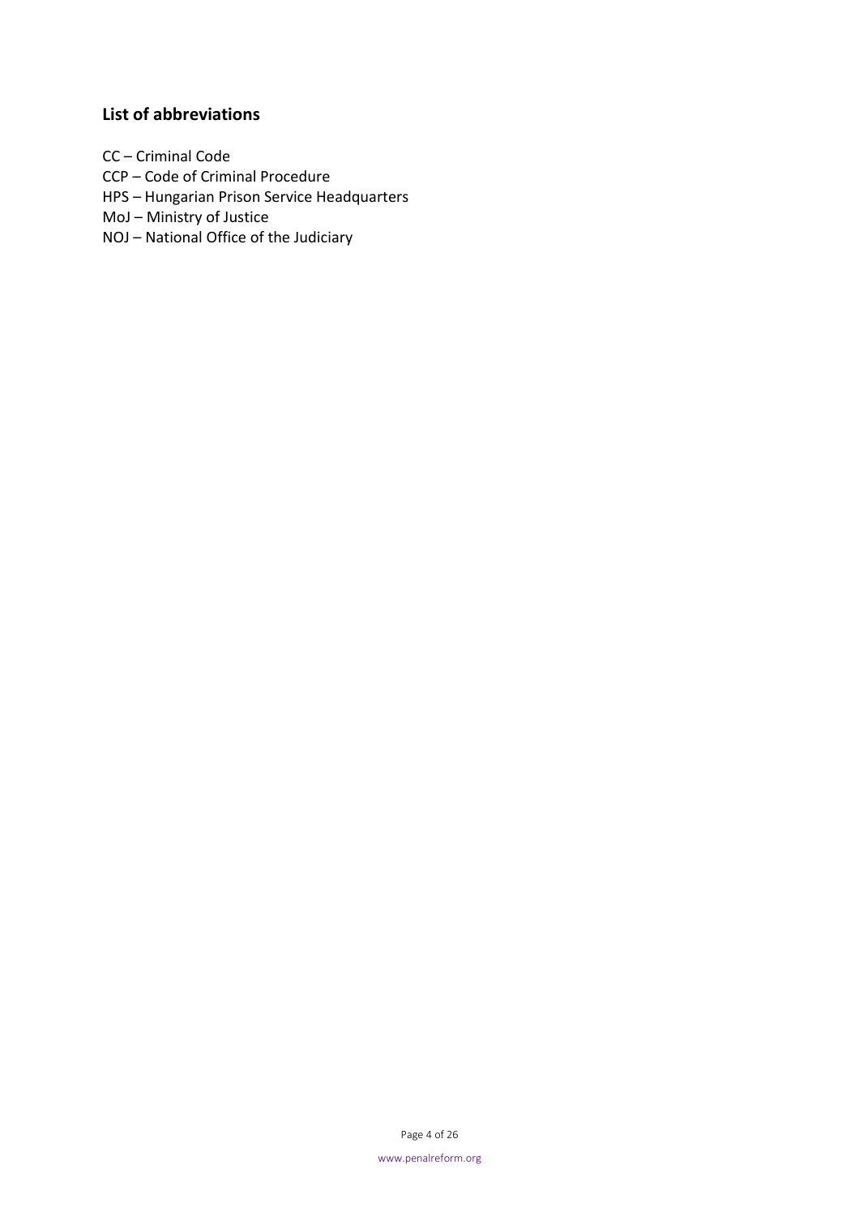## List of abbreviations

CC – Criminal Code
CCP – Code of Criminal Procedure
HPS – Hungarian Prison Service Headquarters
MoJ – Ministry of Justice
NOJ – National Office of the Judiciary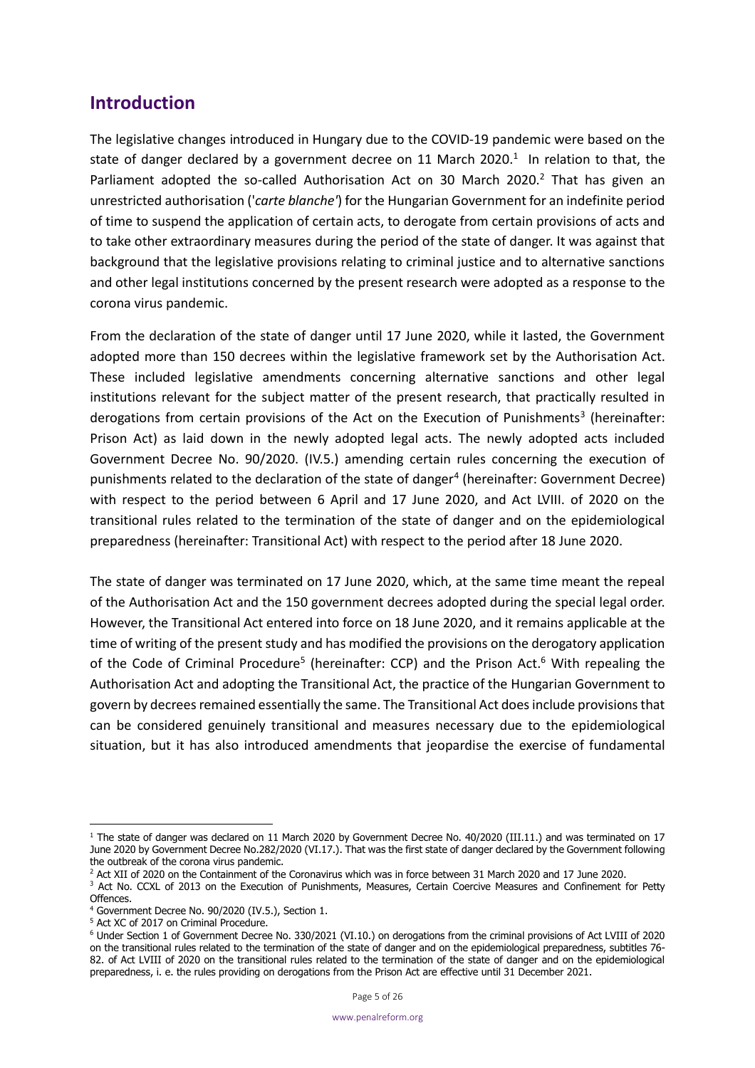## Introduction

The legislative changes introduced in Hungary due to the COVID-19 pandemic were based on the state of danger declared by a government decree on 11 March 2020.[1] In relation to that, the Parliament adopted the so-called Authorisation Act on 30 March 2020.[2] That has given an unrestricted authorisation ('*carte blanche'*) for the Hungarian Government for an indefinite period of time to suspend the application of certain acts, to derogate from certain provisions of acts and to take other extraordinary measures during the period of the state of danger. It was against that background that the legislative provisions relating to criminal justice and to alternative sanctions and other legal institutions concerned by the present research were adopted as a response to the corona virus pandemic.

From the declaration of the state of danger until 17 June 2020, while it lasted, the Government adopted more than 150 decrees within the legislative framework set by the Authorisation Act. These included legislative amendments concerning alternative sanctions and other legal institutions relevant for the subject matter of the present research, that practically resulted in derogations from certain provisions of the Act on the Execution of Punishments[3] (hereinafter: Prison Act) as laid down in the newly adopted legal acts. The newly adopted acts included Government Decree No. 90/2020. (IV.5.) amending certain rules concerning the execution of punishments related to the declaration of the state of danger[4] (hereinafter: Government Decree) with respect to the period between 6 April and 17 June 2020, and Act LVIII. of 2020 on the transitional rules related to the termination of the state of danger and on the epidemiological preparedness (hereinafter: Transitional Act) with respect to the period after 18 June 2020.

The state of danger was terminated on 17 June 2020, which, at the same time meant the repeal of the Authorisation Act and the 150 government decrees adopted during the special legal order. However, the Transitional Act entered into force on 18 June 2020, and it remains applicable at the time of writing of the present study and has modified the provisions on the derogatory application of the Code of Criminal Procedure[5] (hereinafter: CCP) and the Prison Act.[6] With repealing the Authorisation Act and adopting the Transitional Act, the practice of the Hungarian Government to govern by decrees remained essentially the same. The Transitional Act does include provisions that can be considered genuinely transitional and measures necessary due to the epidemiological situation, but it has also introduced amendments that jeopardise the exercise of fundamental

---

[1] The state of danger was declared on 11 March 2020 by Government Decree No. 40/2020 (III.11.) and was terminated on 17 June 2020 by Government Decree No.282/2020 (VI.17.). That was the first state of danger declared by the Government following the outbreak of the corona virus pandemic.

[2] Act XII of 2020 on the Containment of the Coronavirus which was in force between 31 March 2020 and 17 June 2020.

[3] Act No. CCXL of 2013 on the Execution of Punishments, Measures, Certain Coercive Measures and Confinement for Petty Offences.

[4] Government Decree No. 90/2020 (IV.5.), Section 1.

[5] Act XC of 2017 on Criminal Procedure.

[6] Under Section 1 of Government Decree No. 330/2021 (VI.10.) on derogations from the criminal provisions of Act LVIII of 2020 on the transitional rules related to the termination of the state of danger and on the epidemiological preparedness, subtitles 76-82. of Act LVIII of 2020 on the transitional rules related to the termination of the state of danger and on the epidemiological preparedness, i. e. the rules providing on derogations from the Prison Act are effective until 31 December 2021.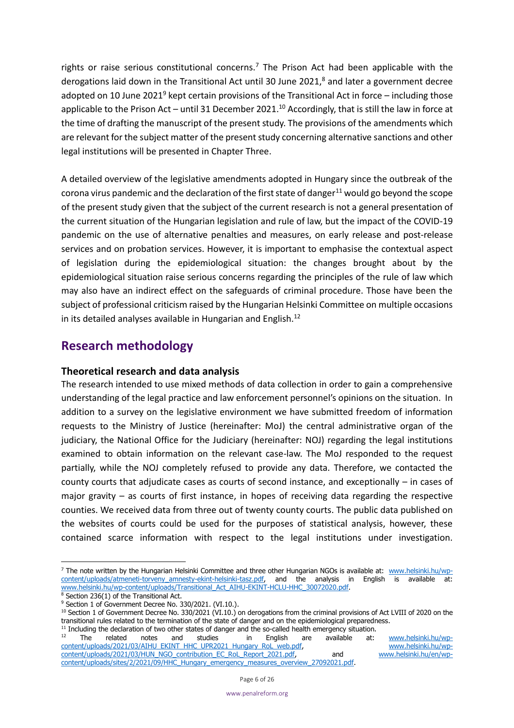rights or raise serious constitutional concerns.[7] The Prison Act had been applicable with the derogations laid down in the Transitional Act until 30 June 2021,[8] and later a government decree adopted on 10 June 2021[9] kept certain provisions of the Transitional Act in force – including those applicable to the Prison Act – until 31 December 2021.[10] Accordingly, that is still the law in force at the time of drafting the manuscript of the present study. The provisions of the amendments which are relevant for the subject matter of the present study concerning alternative sanctions and other legal institutions will be presented in Chapter Three.

A detailed overview of the legislative amendments adopted in Hungary since the outbreak of the corona virus pandemic and the declaration of the first state of danger[11] would go beyond the scope of the present study given that the subject of the current research is not a general presentation of the current situation of the Hungarian legislation and rule of law, but the impact of the COVID-19 pandemic on the use of alternative penalties and measures, on early release and post-release services and on probation services. However, it is important to emphasise the contextual aspect of legislation during the epidemiological situation: the changes brought about by the epidemiological situation raise serious concerns regarding the principles of the rule of law which may also have an indirect effect on the safeguards of criminal procedure. Those have been the subject of professional criticism raised by the Hungarian Helsinki Committee on multiple occasions in its detailed analyses available in Hungarian and English.[12]

## Research methodology

### Theoretical research and data analysis

The research intended to use mixed methods of data collection in order to gain a comprehensive understanding of the legal practice and law enforcement personnel's opinions on the situation. In addition to a survey on the legislative environment we have submitted freedom of information requests to the Ministry of Justice (hereinafter: MoJ) the central administrative organ of the judiciary, the National Office for the Judiciary (hereinafter: NOJ) regarding the legal institutions examined to obtain information on the relevant case-law. The MoJ responded to the request partially, while the NOJ completely refused to provide any data. Therefore, we contacted the county courts that adjudicate cases as courts of second instance, and exceptionally – in cases of major gravity – as courts of first instance, in hopes of receiving data regarding the respective counties. We received data from three out of twenty county courts. The public data published on the websites of courts could be used for the purposes of statistical analysis, however, these contained scarce information with respect to the legal institutions under investigation.

---

[7] The note written by the Hungarian Helsinki Committee and three other Hungarian NGOs is available at: www.helsinki.hu/wp-content/uploads/atmeneti-torveny_amnesty-ekint-helsinki-tasz.pdf, and the analysis in English is available at: www.helsinki.hu/wp-content/uploads/Transitional_Act_AIHU-EKINT-HCLU-HHC_30072020.pdf.

[8] Section 236(1) of the Transitional Act.

[9] Section 1 of Government Decree No. 330/2021. (VI.10.).

[10] Section 1 of Government Decree No. 330/2021 (VI.10.) on derogations from the criminal provisions of Act LVIII of 2020 on the transitional rules related to the termination of the state of danger and on the epidemiological preparedness.

[11] Including the declaration of two other states of danger and the so-called health emergency situation.

[12] The related notes and studies in English are available at: www.helsinki.hu/wp-content/uploads/2021/03/AIHU_EKINT_HHC_UPR2021_Hungary_RoL_web.pdf, www.helsinki.hu/wp-content/uploads/2021/03/HUN_NGO_contribution_EC_RoL_Report_2021.pdf, and www.helsinki.hu/en/wp-content/uploads/sites/2/2021/09/HHC_Hungary_emergency_measures_overview_27092021.pdf.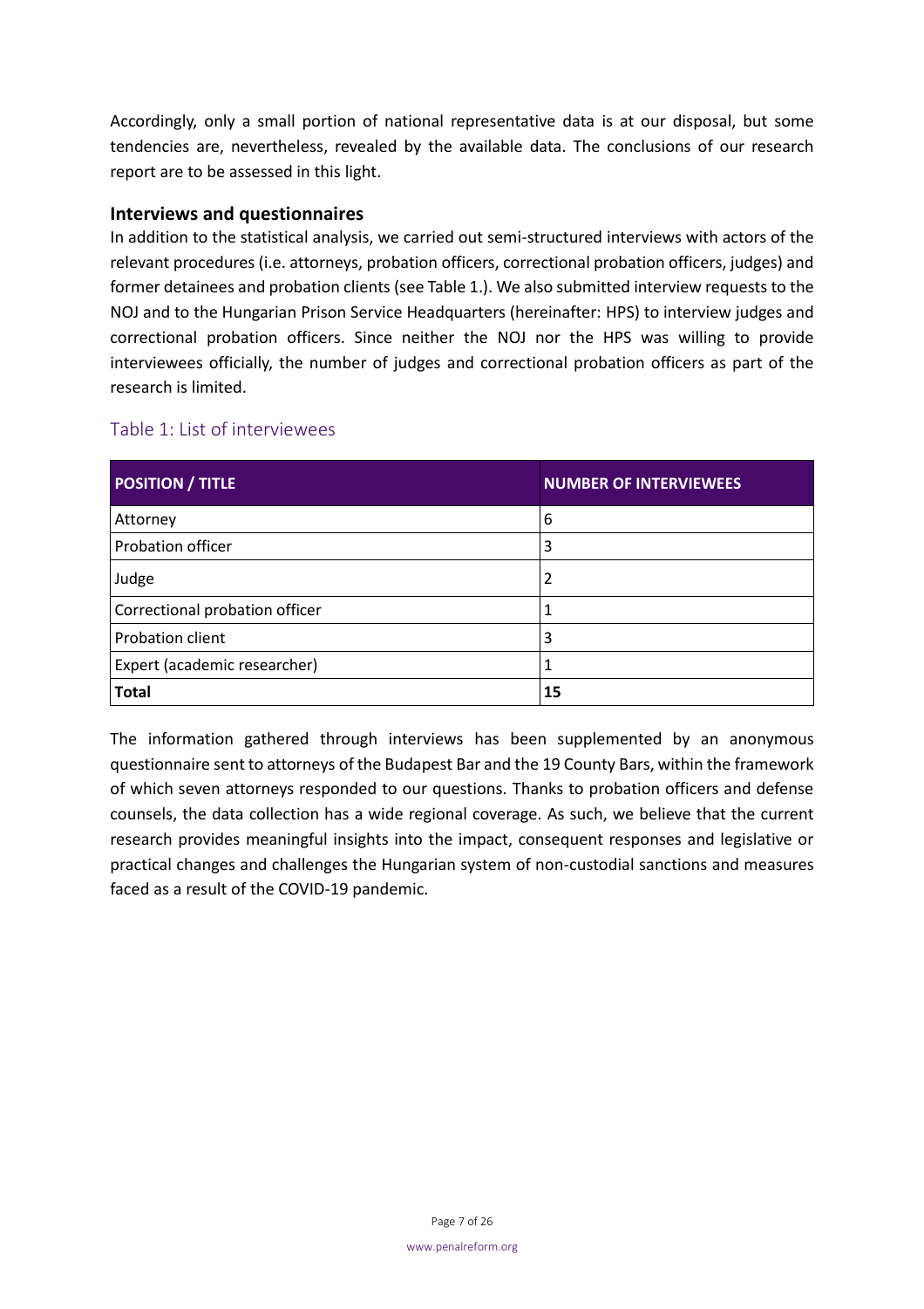Accordingly, only a small portion of national representative data is at our disposal, but some tendencies are, nevertheless, revealed by the available data. The conclusions of our research report are to be assessed in this light.

### Interviews and questionnaires

In addition to the statistical analysis, we carried out semi-structured interviews with actors of the relevant procedures (i.e. attorneys, probation officers, correctional probation officers, judges) and former detainees and probation clients (see Table 1.). We also submitted interview requests to the NOJ and to the Hungarian Prison Service Headquarters (hereinafter: HPS) to interview judges and correctional probation officers. Since neither the NOJ nor the HPS was willing to provide interviewees officially, the number of judges and correctional probation officers as part of the research is limited.

#### Table 1: List of interviewees

| POSITION / TITLE | NUMBER OF INTERVIEWEES |
|---|---|
| Attorney | 6 |
| Probation officer | 3 |
| Judge | 2 |
| Correctional probation officer | 1 |
| Probation client | 3 |
| Expert (academic researcher) | 1 |
| **Total** | **15** |

The information gathered through interviews has been supplemented by an anonymous questionnaire sent to attorneys of the Budapest Bar and the 19 County Bars, within the framework of which seven attorneys responded to our questions. Thanks to probation officers and defense counsels, the data collection has a wide regional coverage. As such, we believe that the current research provides meaningful insights into the impact, consequent responses and legislative or practical changes and challenges the Hungarian system of non-custodial sanctions and measures faced as a result of the COVID-19 pandemic.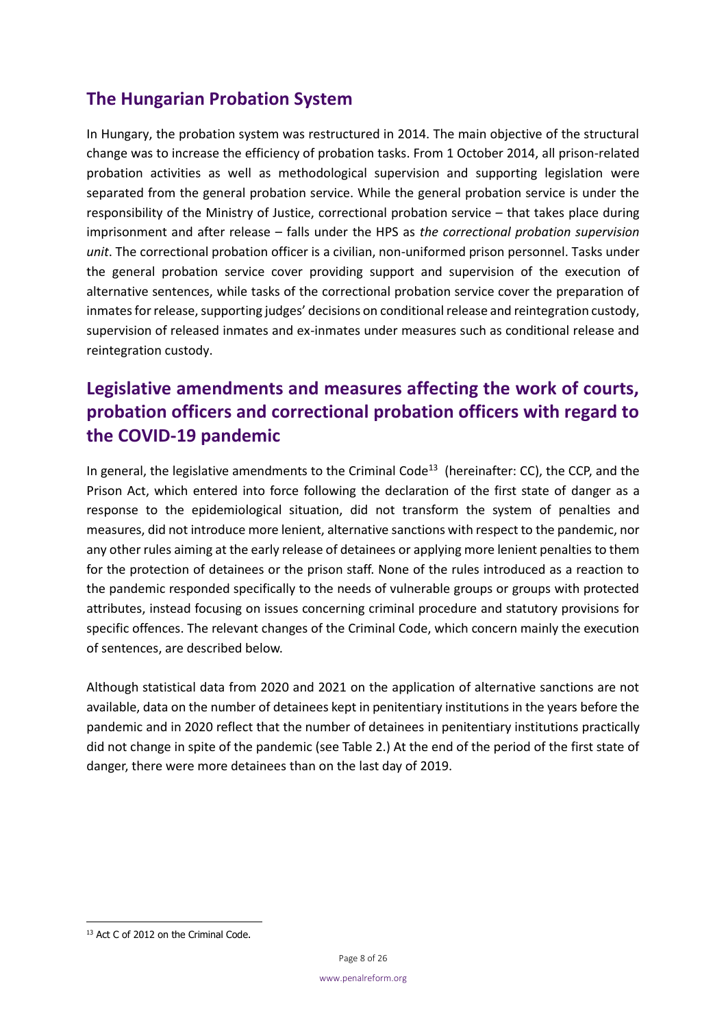## The Hungarian Probation System

In Hungary, the probation system was restructured in 2014. The main objective of the structural change was to increase the efficiency of probation tasks. From 1 October 2014, all prison-related probation activities as well as methodological supervision and supporting legislation were separated from the general probation service. While the general probation service is under the responsibility of the Ministry of Justice, correctional probation service – that takes place during imprisonment and after release – falls under the HPS as *the correctional probation supervision unit*. The correctional probation officer is a civilian, non-uniformed prison personnel. Tasks under the general probation service cover providing support and supervision of the execution of alternative sentences, while tasks of the correctional probation service cover the preparation of inmates for release, supporting judges' decisions on conditional release and reintegration custody, supervision of released inmates and ex-inmates under measures such as conditional release and reintegration custody.

## Legislative amendments and measures affecting the work of courts, probation officers and correctional probation officers with regard to the COVID-19 pandemic

In general, the legislative amendments to the Criminal Code[13] (hereinafter: CC), the CCP, and the Prison Act, which entered into force following the declaration of the first state of danger as a response to the epidemiological situation, did not transform the system of penalties and measures, did not introduce more lenient, alternative sanctions with respect to the pandemic, nor any other rules aiming at the early release of detainees or applying more lenient penalties to them for the protection of detainees or the prison staff. None of the rules introduced as a reaction to the pandemic responded specifically to the needs of vulnerable groups or groups with protected attributes, instead focusing on issues concerning criminal procedure and statutory provisions for specific offences. The relevant changes of the Criminal Code, which concern mainly the execution of sentences, are described below.

Although statistical data from 2020 and 2021 on the application of alternative sanctions are not available, data on the number of detainees kept in penitentiary institutions in the years before the pandemic and in 2020 reflect that the number of detainees in penitentiary institutions practically did not change in spite of the pandemic (see Table 2.) At the end of the period of the first state of danger, there were more detainees than on the last day of 2019.

[13] Act C of 2012 on the Criminal Code.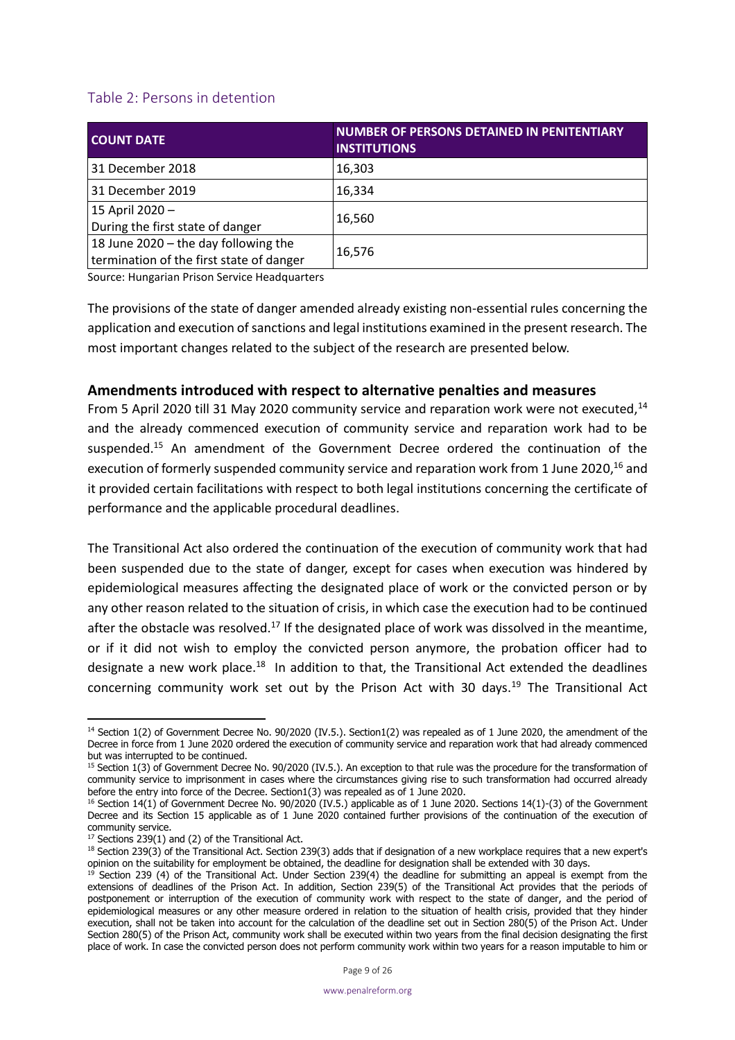## Table 2: Persons in detention

| COUNT DATE | NUMBER OF PERSONS DETAINED IN PENITENTIARY INSTITUTIONS |
|---|---|
| 31 December 2018 | 16,303 |
| 31 December 2019 | 16,334 |
| 15 April 2020 – During the first state of danger | 16,560 |
| 18 June 2020 – the day following the termination of the first state of danger | 16,576 |

Source: Hungarian Prison Service Headquarters

The provisions of the state of danger amended already existing non-essential rules concerning the application and execution of sanctions and legal institutions examined in the present research. The most important changes related to the subject of the research are presented below.

### Amendments introduced with respect to alternative penalties and measures

From 5 April 2020 till 31 May 2020 community service and reparation work were not executed,[14] and the already commenced execution of community service and reparation work had to be suspended.[15] An amendment of the Government Decree ordered the continuation of the execution of formerly suspended community service and reparation work from 1 June 2020,[16] and it provided certain facilitations with respect to both legal institutions concerning the certificate of performance and the applicable procedural deadlines.

The Transitional Act also ordered the continuation of the execution of community work that had been suspended due to the state of danger, except for cases when execution was hindered by epidemiological measures affecting the designated place of work or the convicted person or by any other reason related to the situation of crisis, in which case the execution had to be continued after the obstacle was resolved.[17] If the designated place of work was dissolved in the meantime, or if it did not wish to employ the convicted person anymore, the probation officer had to designate a new work place.[18] In addition to that, the Transitional Act extended the deadlines concerning community work set out by the Prison Act with 30 days.[19] The Transitional Act

---

[14] Section 1(2) of Government Decree No. 90/2020 (IV.5.). Section1(2) was repealed as of 1 June 2020, the amendment of the Decree in force from 1 June 2020 ordered the execution of community service and reparation work that had already commenced but was interrupted to be continued.

[15] Section 1(3) of Government Decree No. 90/2020 (IV.5.). An exception to that rule was the procedure for the transformation of community service to imprisonment in cases where the circumstances giving rise to such transformation had occurred already before the entry into force of the Decree. Section1(3) was repealed as of 1 June 2020.

[16] Section 14(1) of Government Decree No. 90/2020 (IV.5.) applicable as of 1 June 2020. Sections 14(1)-(3) of the Government Decree and its Section 15 applicable as of 1 June 2020 contained further provisions of the continuation of the execution of community service.

[17] Sections 239(1) and (2) of the Transitional Act.

[18] Section 239(3) of the Transitional Act. Section 239(3) adds that if designation of a new workplace requires that a new expert's opinion on the suitability for employment be obtained, the deadline for designation shall be extended with 30 days.

[19] Section 239 (4) of the Transitional Act. Under Section 239(4) the deadline for submitting an appeal is exempt from the extensions of deadlines of the Prison Act. In addition, Section 239(5) of the Transitional Act provides that the periods of postponement or interruption of the execution of community work with respect to the state of danger, and the period of epidemiological measures or any other measure ordered in relation to the situation of health crisis, provided that they hinder execution, shall not be taken into account for the calculation of the deadline set out in Section 280(5) of the Prison Act. Under Section 280(5) of the Prison Act, community work shall be executed within two years from the final decision designating the first place of work. In case the convicted person does not perform community work within two years for a reason imputable to him or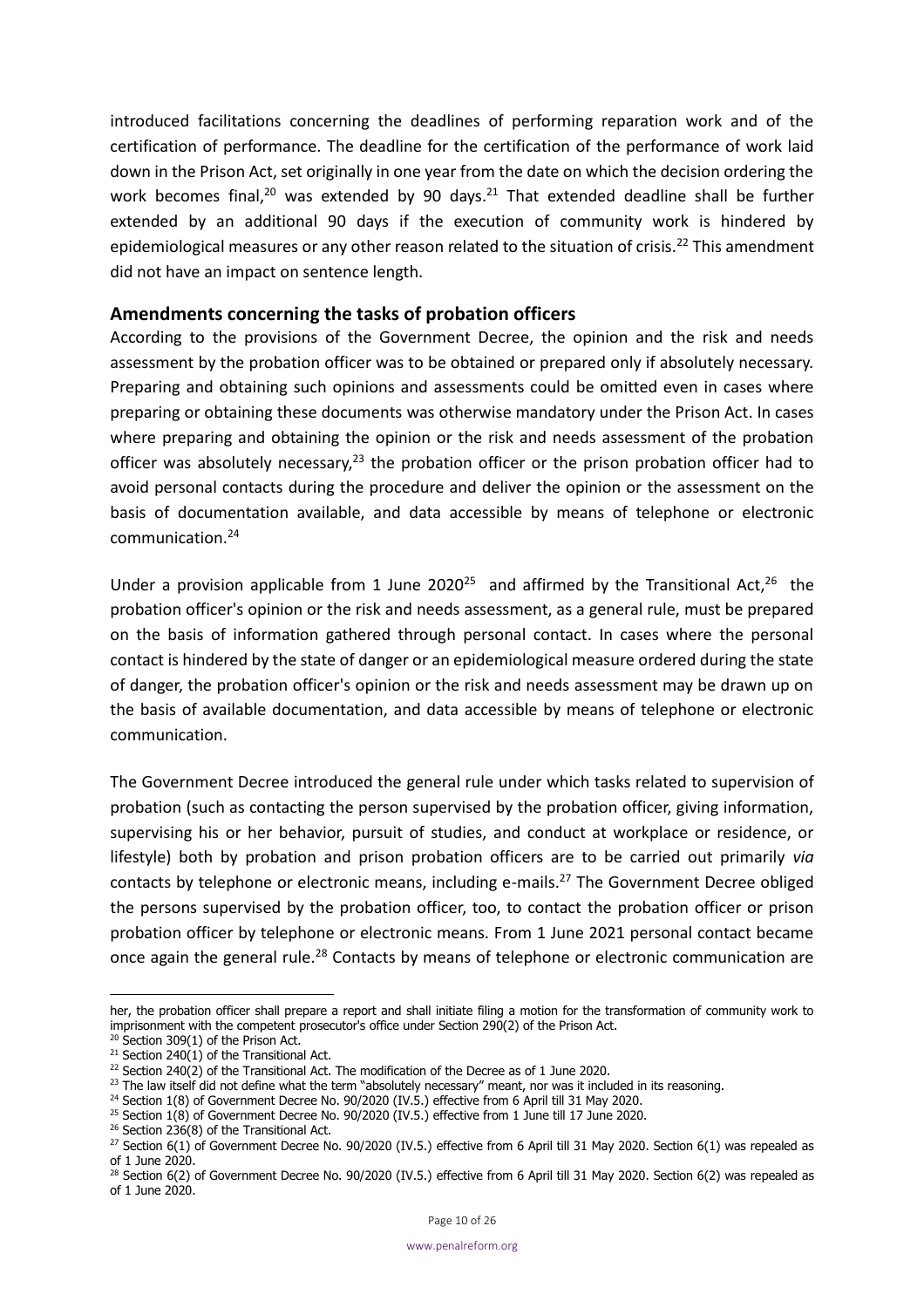introduced facilitations concerning the deadlines of performing reparation work and of the certification of performance. The deadline for the certification of the performance of work laid down in the Prison Act, set originally in one year from the date on which the decision ordering the work becomes final,[20] was extended by 90 days.[21] That extended deadline shall be further extended by an additional 90 days if the execution of community work is hindered by epidemiological measures or any other reason related to the situation of crisis.[22] This amendment did not have an impact on sentence length.

## Amendments concerning the tasks of probation officers

According to the provisions of the Government Decree, the opinion and the risk and needs assessment by the probation officer was to be obtained or prepared only if absolutely necessary. Preparing and obtaining such opinions and assessments could be omitted even in cases where preparing or obtaining these documents was otherwise mandatory under the Prison Act. In cases where preparing and obtaining the opinion or the risk and needs assessment of the probation officer was absolutely necessary,[23] the probation officer or the prison probation officer had to avoid personal contacts during the procedure and deliver the opinion or the assessment on the basis of documentation available, and data accessible by means of telephone or electronic communication.[24]

Under a provision applicable from 1 June 2020[25] and affirmed by the Transitional Act,[26] the probation officer's opinion or the risk and needs assessment, as a general rule, must be prepared on the basis of information gathered through personal contact. In cases where the personal contact is hindered by the state of danger or an epidemiological measure ordered during the state of danger, the probation officer's opinion or the risk and needs assessment may be drawn up on the basis of available documentation, and data accessible by means of telephone or electronic communication.

The Government Decree introduced the general rule under which tasks related to supervision of probation (such as contacting the person supervised by the probation officer, giving information, supervising his or her behavior, pursuit of studies, and conduct at workplace or residence, or lifestyle) both by probation and prison probation officers are to be carried out primarily *via* contacts by telephone or electronic means, including e-mails.[27] The Government Decree obliged the persons supervised by the probation officer, too, to contact the probation officer or prison probation officer by telephone or electronic means. From 1 June 2021 personal contact became once again the general rule.[28] Contacts by means of telephone or electronic communication are

---

her, the probation officer shall prepare a report and shall initiate filing a motion for the transformation of community work to imprisonment with the competent prosecutor's office under Section 290(2) of the Prison Act.

[20] Section 309(1) of the Prison Act.

[21] Section 240(1) of the Transitional Act.

[22] Section 240(2) of the Transitional Act. The modification of the Decree as of 1 June 2020.

[23] The law itself did not define what the term "absolutely necessary" meant, nor was it included in its reasoning.

[24] Section 1(8) of Government Decree No. 90/2020 (IV.5.) effective from 6 April till 31 May 2020.

[25] Section 1(8) of Government Decree No. 90/2020 (IV.5.) effective from 1 June till 17 June 2020.

[26] Section 236(8) of the Transitional Act.

[27] Section 6(1) of Government Decree No. 90/2020 (IV.5.) effective from 6 April till 31 May 2020. Section 6(1) was repealed as of 1 June 2020.

[28] Section 6(2) of Government Decree No. 90/2020 (IV.5.) effective from 6 April till 31 May 2020. Section 6(2) was repealed as of 1 June 2020.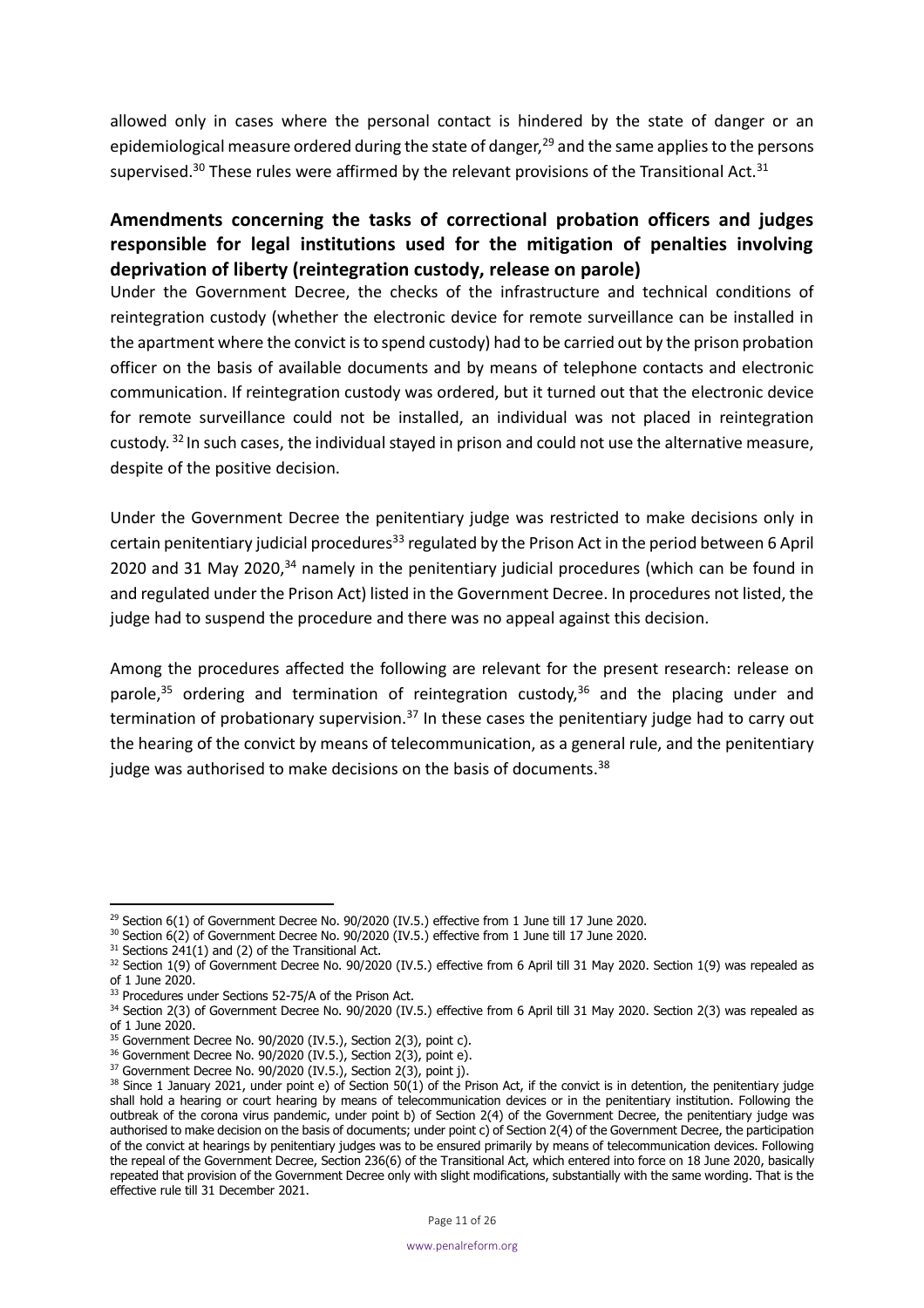allowed only in cases where the personal contact is hindered by the state of danger or an epidemiological measure ordered during the state of danger,[29] and the same applies to the persons supervised.[30] These rules were affirmed by the relevant provisions of the Transitional Act.[31]

## Amendments concerning the tasks of correctional probation officers and judges responsible for legal institutions used for the mitigation of penalties involving deprivation of liberty (reintegration custody, release on parole)

Under the Government Decree, the checks of the infrastructure and technical conditions of reintegration custody (whether the electronic device for remote surveillance can be installed in the apartment where the convict is to spend custody) had to be carried out by the prison probation officer on the basis of available documents and by means of telephone contacts and electronic communication. If reintegration custody was ordered, but it turned out that the electronic device for remote surveillance could not be installed, an individual was not placed in reintegration custody. [32] In such cases, the individual stayed in prison and could not use the alternative measure, despite of the positive decision.

Under the Government Decree the penitentiary judge was restricted to make decisions only in certain penitentiary judicial procedures[33] regulated by the Prison Act in the period between 6 April 2020 and 31 May 2020,[34] namely in the penitentiary judicial procedures (which can be found in and regulated under the Prison Act) listed in the Government Decree. In procedures not listed, the judge had to suspend the procedure and there was no appeal against this decision.

Among the procedures affected the following are relevant for the present research: release on parole,[35] ordering and termination of reintegration custody,[36] and the placing under and termination of probationary supervision.[37] In these cases the penitentiary judge had to carry out the hearing of the convict by means of telecommunication, as a general rule, and the penitentiary judge was authorised to make decisions on the basis of documents.[38]

---

[29] Section 6(1) of Government Decree No. 90/2020 (IV.5.) effective from 1 June till 17 June 2020.

[30] Section 6(2) of Government Decree No. 90/2020 (IV.5.) effective from 1 June till 17 June 2020.

[31] Sections 241(1) and (2) of the Transitional Act.

[32] Section 1(9) of Government Decree No. 90/2020 (IV.5.) effective from 6 April till 31 May 2020. Section 1(9) was repealed as of 1 June 2020.

[33] Procedures under Sections 52-75/A of the Prison Act.

[34] Section 2(3) of Government Decree No. 90/2020 (IV.5.) effective from 6 April till 31 May 2020. Section 2(3) was repealed as of 1 June 2020.

[35] Government Decree No. 90/2020 (IV.5.), Section 2(3), point c).

[36] Government Decree No. 90/2020 (IV.5.), Section 2(3), point e).

[37] Government Decree No. 90/2020 (IV.5.), Section 2(3), point j).

[38] Since 1 January 2021, under point e) of Section 50(1) of the Prison Act, if the convict is in detention, the penitentiary judge shall hold a hearing or court hearing by means of telecommunication devices or in the penitentiary institution. Following the outbreak of the corona virus pandemic, under point b) of Section 2(4) of the Government Decree, the penitentiary judge was authorised to make decision on the basis of documents; under point c) of Section 2(4) of the Government Decree, the participation of the convict at hearings by penitentiary judges was to be ensured primarily by means of telecommunication devices. Following the repeal of the Government Decree, Section 236(6) of the Transitional Act, which entered into force on 18 June 2020, basically repeated that provision of the Government Decree only with slight modifications, substantially with the same wording. That is the effective rule till 31 December 2021.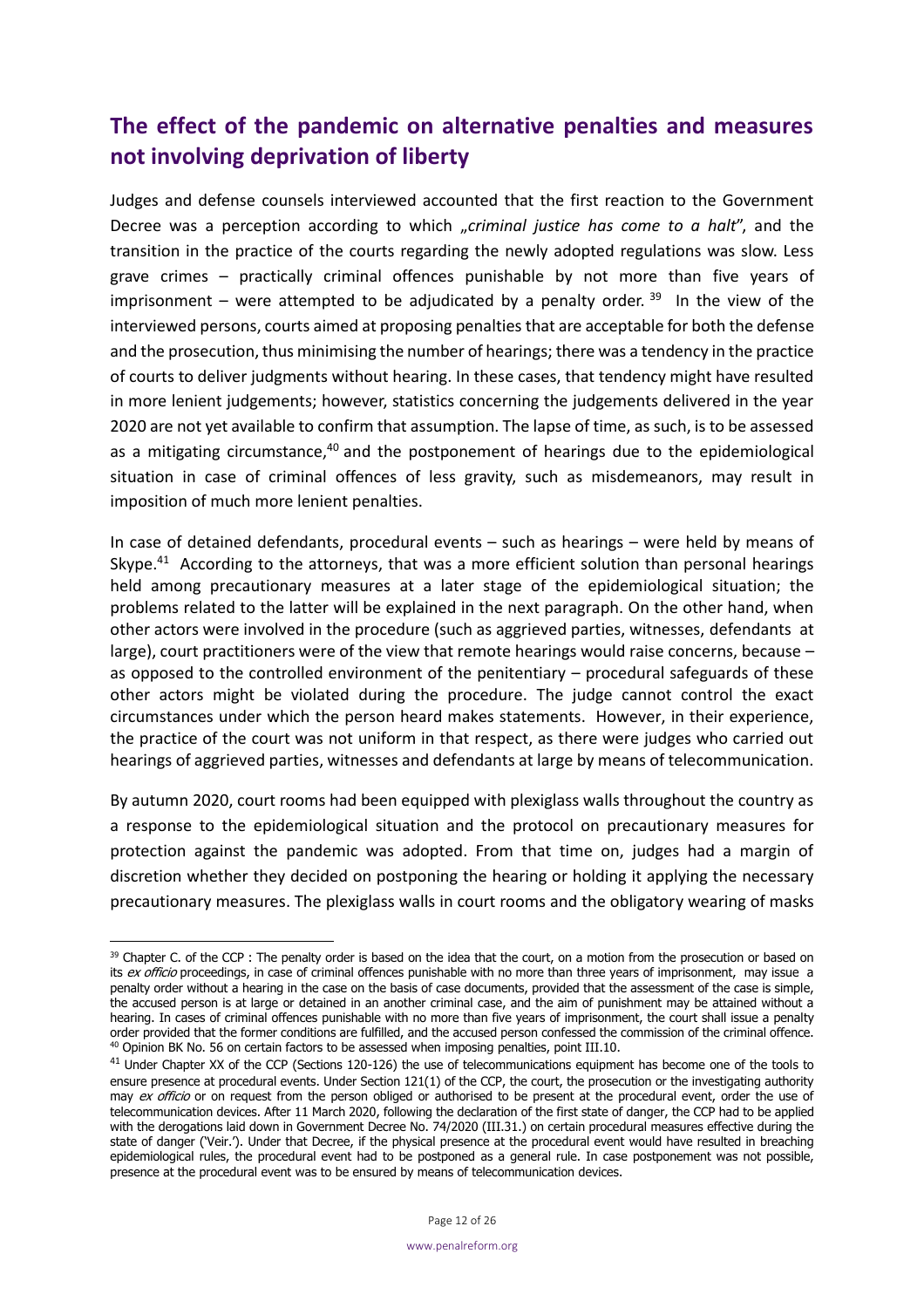## The effect of the pandemic on alternative penalties and measures not involving deprivation of liberty

Judges and defense counsels interviewed accounted that the first reaction to the Government Decree was a perception according to which „*criminal justice has come to a halt*", and the transition in the practice of the courts regarding the newly adopted regulations was slow. Less grave crimes – practically criminal offences punishable by not more than five years of imprisonment – were attempted to be adjudicated by a penalty order. [39] In the view of the interviewed persons, courts aimed at proposing penalties that are acceptable for both the defense and the prosecution, thus minimising the number of hearings; there was a tendency in the practice of courts to deliver judgments without hearing. In these cases, that tendency might have resulted in more lenient judgements; however, statistics concerning the judgements delivered in the year 2020 are not yet available to confirm that assumption. The lapse of time, as such, is to be assessed as a mitigating circumstance,[40] and the postponement of hearings due to the epidemiological situation in case of criminal offences of less gravity, such as misdemeanors, may result in imposition of much more lenient penalties.

In case of detained defendants, procedural events – such as hearings – were held by means of Skype.[41] According to the attorneys, that was a more efficient solution than personal hearings held among precautionary measures at a later stage of the epidemiological situation; the problems related to the latter will be explained in the next paragraph. On the other hand, when other actors were involved in the procedure (such as aggrieved parties, witnesses, defendants at large), court practitioners were of the view that remote hearings would raise concerns, because – as opposed to the controlled environment of the penitentiary – procedural safeguards of these other actors might be violated during the procedure. The judge cannot control the exact circumstances under which the person heard makes statements. However, in their experience, the practice of the court was not uniform in that respect, as there were judges who carried out hearings of aggrieved parties, witnesses and defendants at large by means of telecommunication.

By autumn 2020, court rooms had been equipped with plexiglass walls throughout the country as a response to the epidemiological situation and the protocol on precautionary measures for protection against the pandemic was adopted. From that time on, judges had a margin of discretion whether they decided on postponing the hearing or holding it applying the necessary precautionary measures. The plexiglass walls in court rooms and the obligatory wearing of masks

---

[39] Chapter C. of the CCP : The penalty order is based on the idea that the court, on a motion from the prosecution or based on its *ex officio* proceedings, in case of criminal offences punishable with no more than three years of imprisonment, may issue a penalty order without a hearing in the case on the basis of case documents, provided that the assessment of the case is simple, the accused person is at large or detained in an another criminal case, and the aim of punishment may be attained without a hearing. In cases of criminal offences punishable with no more than five years of imprisonment, the court shall issue a penalty order provided that the former conditions are fulfilled, and the accused person confessed the commission of the criminal offence.

[40] Opinion BK No. 56 on certain factors to be assessed when imposing penalties, point III.10.

[41] Under Chapter XX of the CCP (Sections 120-126) the use of telecommunications equipment has become one of the tools to ensure presence at procedural events. Under Section 121(1) of the CCP, the court, the prosecution or the investigating authority may *ex officio* or on request from the person obliged or authorised to be present at the procedural event, order the use of telecommunication devices. After 11 March 2020, following the declaration of the first state of danger, the CCP had to be applied with the derogations laid down in Government Decree No. 74/2020 (III.31.) on certain procedural measures effective during the state of danger ('Veir.'). Under that Decree, if the physical presence at the procedural event would have resulted in breaching epidemiological rules, the procedural event had to be postponed as a general rule. In case postponement was not possible, presence at the procedural event was to be ensured by means of telecommunication devices.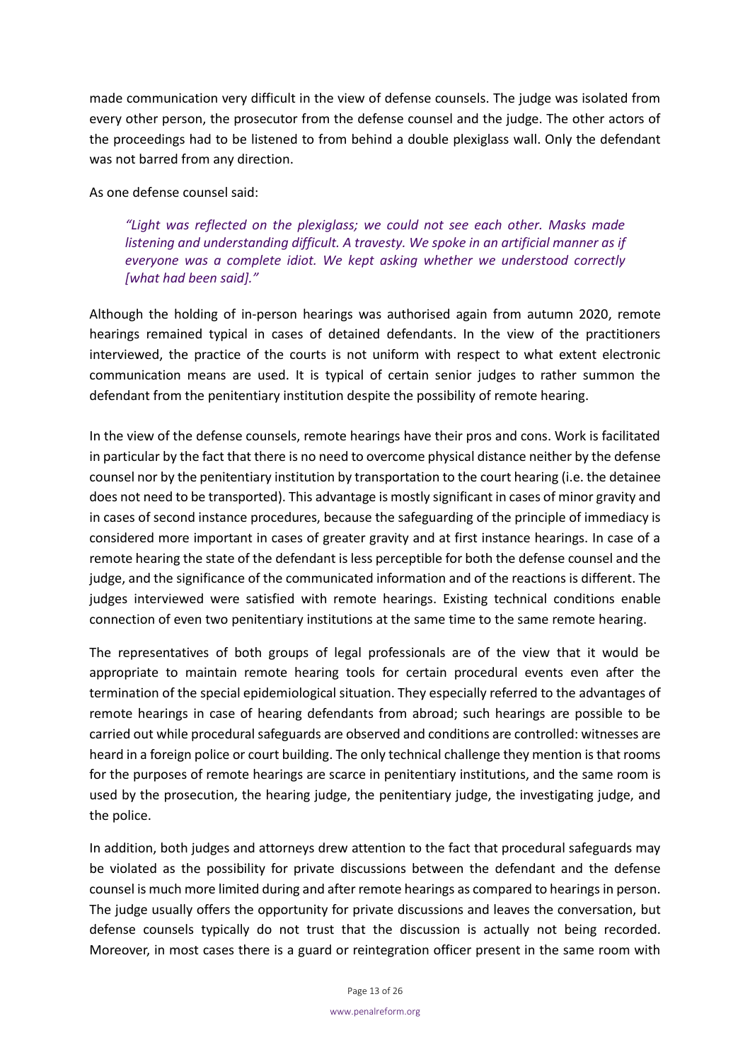made communication very difficult in the view of defense counsels. The judge was isolated from every other person, the prosecutor from the defense counsel and the judge. The other actors of the proceedings had to be listened to from behind a double plexiglass wall. Only the defendant was not barred from any direction.

As one defense counsel said:

> *"Light was reflected on the plexiglass; we could not see each other. Masks made listening and understanding difficult. A travesty. We spoke in an artificial manner as if everyone was a complete idiot. We kept asking whether we understood correctly [what had been said]."*

Although the holding of in-person hearings was authorised again from autumn 2020, remote hearings remained typical in cases of detained defendants. In the view of the practitioners interviewed, the practice of the courts is not uniform with respect to what extent electronic communication means are used. It is typical of certain senior judges to rather summon the defendant from the penitentiary institution despite the possibility of remote hearing.

In the view of the defense counsels, remote hearings have their pros and cons. Work is facilitated in particular by the fact that there is no need to overcome physical distance neither by the defense counsel nor by the penitentiary institution by transportation to the court hearing (i.e. the detainee does not need to be transported). This advantage is mostly significant in cases of minor gravity and in cases of second instance procedures, because the safeguarding of the principle of immediacy is considered more important in cases of greater gravity and at first instance hearings. In case of a remote hearing the state of the defendant is less perceptible for both the defense counsel and the judge, and the significance of the communicated information and of the reactions is different. The judges interviewed were satisfied with remote hearings. Existing technical conditions enable connection of even two penitentiary institutions at the same time to the same remote hearing.

The representatives of both groups of legal professionals are of the view that it would be appropriate to maintain remote hearing tools for certain procedural events even after the termination of the special epidemiological situation. They especially referred to the advantages of remote hearings in case of hearing defendants from abroad; such hearings are possible to be carried out while procedural safeguards are observed and conditions are controlled: witnesses are heard in a foreign police or court building. The only technical challenge they mention is that rooms for the purposes of remote hearings are scarce in penitentiary institutions, and the same room is used by the prosecution, the hearing judge, the penitentiary judge, the investigating judge, and the police.

In addition, both judges and attorneys drew attention to the fact that procedural safeguards may be violated as the possibility for private discussions between the defendant and the defense counsel is much more limited during and after remote hearings as compared to hearings in person. The judge usually offers the opportunity for private discussions and leaves the conversation, but defense counsels typically do not trust that the discussion is actually not being recorded. Moreover, in most cases there is a guard or reintegration officer present in the same room with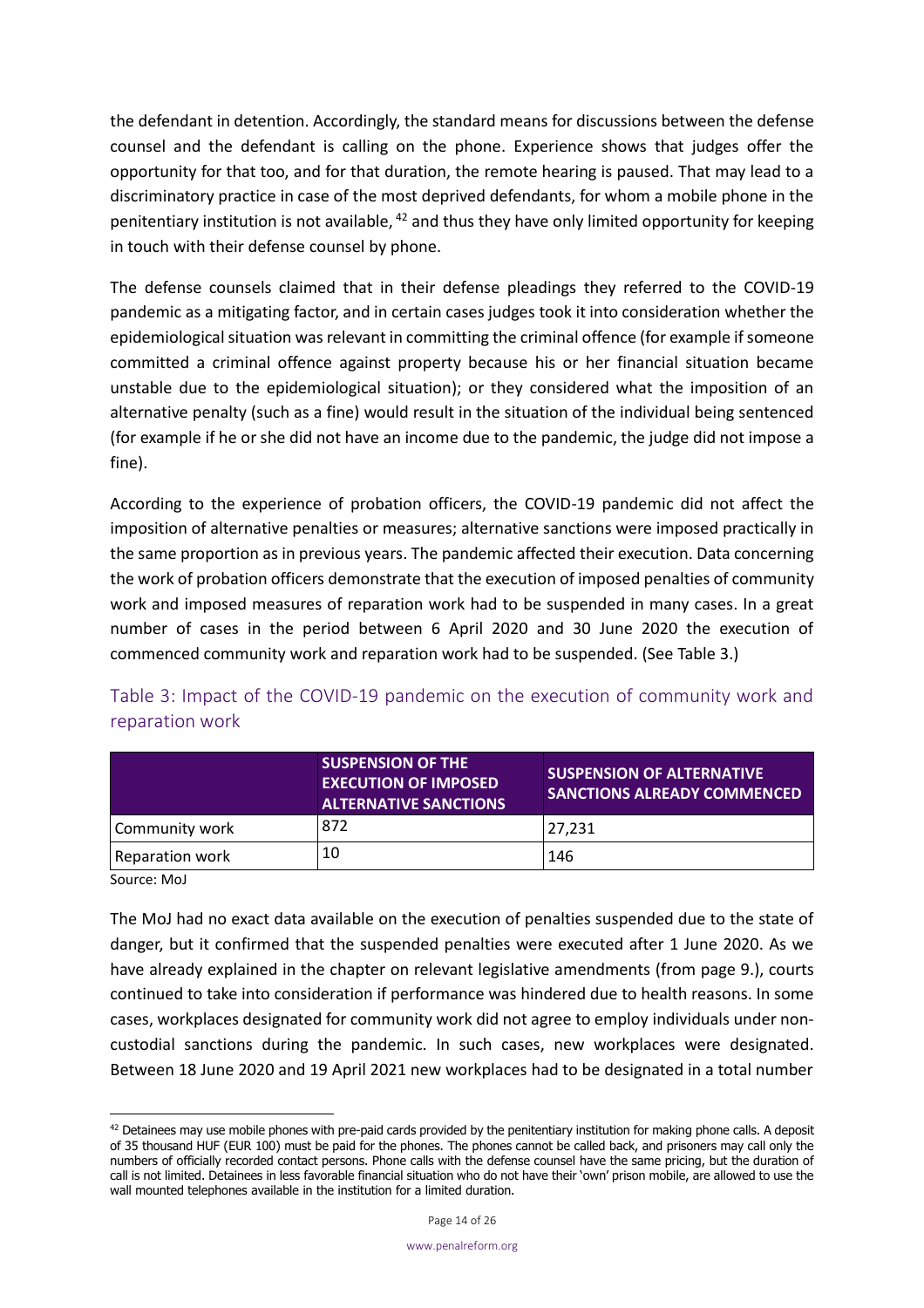the defendant in detention. Accordingly, the standard means for discussions between the defense counsel and the defendant is calling on the phone. Experience shows that judges offer the opportunity for that too, and for that duration, the remote hearing is paused. That may lead to a discriminatory practice in case of the most deprived defendants, for whom a mobile phone in the penitentiary institution is not available, [42] and thus they have only limited opportunity for keeping in touch with their defense counsel by phone.

The defense counsels claimed that in their defense pleadings they referred to the COVID-19 pandemic as a mitigating factor, and in certain cases judges took it into consideration whether the epidemiological situation was relevant in committing the criminal offence (for example if someone committed a criminal offence against property because his or her financial situation became unstable due to the epidemiological situation); or they considered what the imposition of an alternative penalty (such as a fine) would result in the situation of the individual being sentenced (for example if he or she did not have an income due to the pandemic, the judge did not impose a fine).

According to the experience of probation officers, the COVID-19 pandemic did not affect the imposition of alternative penalties or measures; alternative sanctions were imposed practically in the same proportion as in previous years. The pandemic affected their execution. Data concerning the work of probation officers demonstrate that the execution of imposed penalties of community work and imposed measures of reparation work had to be suspended in many cases. In a great number of cases in the period between 6 April 2020 and 30 June 2020 the execution of commenced community work and reparation work had to be suspended. (See Table 3.)

## Table 3: Impact of the COVID-19 pandemic on the execution of community work and reparation work

| | SUSPENSION OF THE EXECUTION OF IMPOSED ALTERNATIVE SANCTIONS | SUSPENSION OF ALTERNATIVE SANCTIONS ALREADY COMMENCED |
|---|---|---|
| Community work | 872 | 27,231 |
| Reparation work | 10 | 146 |

Source: MoJ

The MoJ had no exact data available on the execution of penalties suspended due to the state of danger, but it confirmed that the suspended penalties were executed after 1 June 2020. As we have already explained in the chapter on relevant legislative amendments (from page 9.), courts continued to take into consideration if performance was hindered due to health reasons. In some cases, workplaces designated for community work did not agree to employ individuals under non-custodial sanctions during the pandemic. In such cases, new workplaces were designated. Between 18 June 2020 and 19 April 2021 new workplaces had to be designated in a total number

[42] Detainees may use mobile phones with pre-paid cards provided by the penitentiary institution for making phone calls. A deposit of 35 thousand HUF (EUR 100) must be paid for the phones. The phones cannot be called back, and prisoners may call only the numbers of officially recorded contact persons. Phone calls with the defense counsel have the same pricing, but the duration of call is not limited. Detainees in less favorable financial situation who do not have their 'own' prison mobile, are allowed to use the wall mounted telephones available in the institution for a limited duration.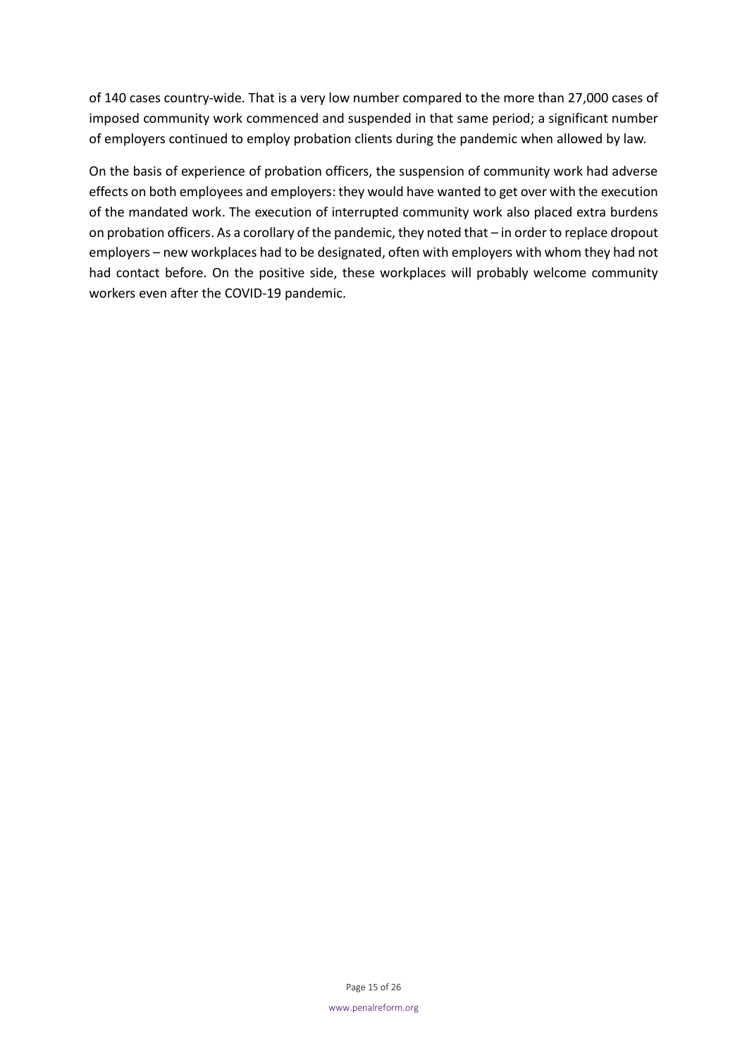of 140 cases country-wide. That is a very low number compared to the more than 27,000 cases of imposed community work commenced and suspended in that same period; a significant number of employers continued to employ probation clients during the pandemic when allowed by law.

On the basis of experience of probation officers, the suspension of community work had adverse effects on both employees and employers: they would have wanted to get over with the execution of the mandated work. The execution of interrupted community work also placed extra burdens on probation officers. As a corollary of the pandemic, they noted that – in order to replace dropout employers – new workplaces had to be designated, often with employers with whom they had not had contact before. On the positive side, these workplaces will probably welcome community workers even after the COVID-19 pandemic.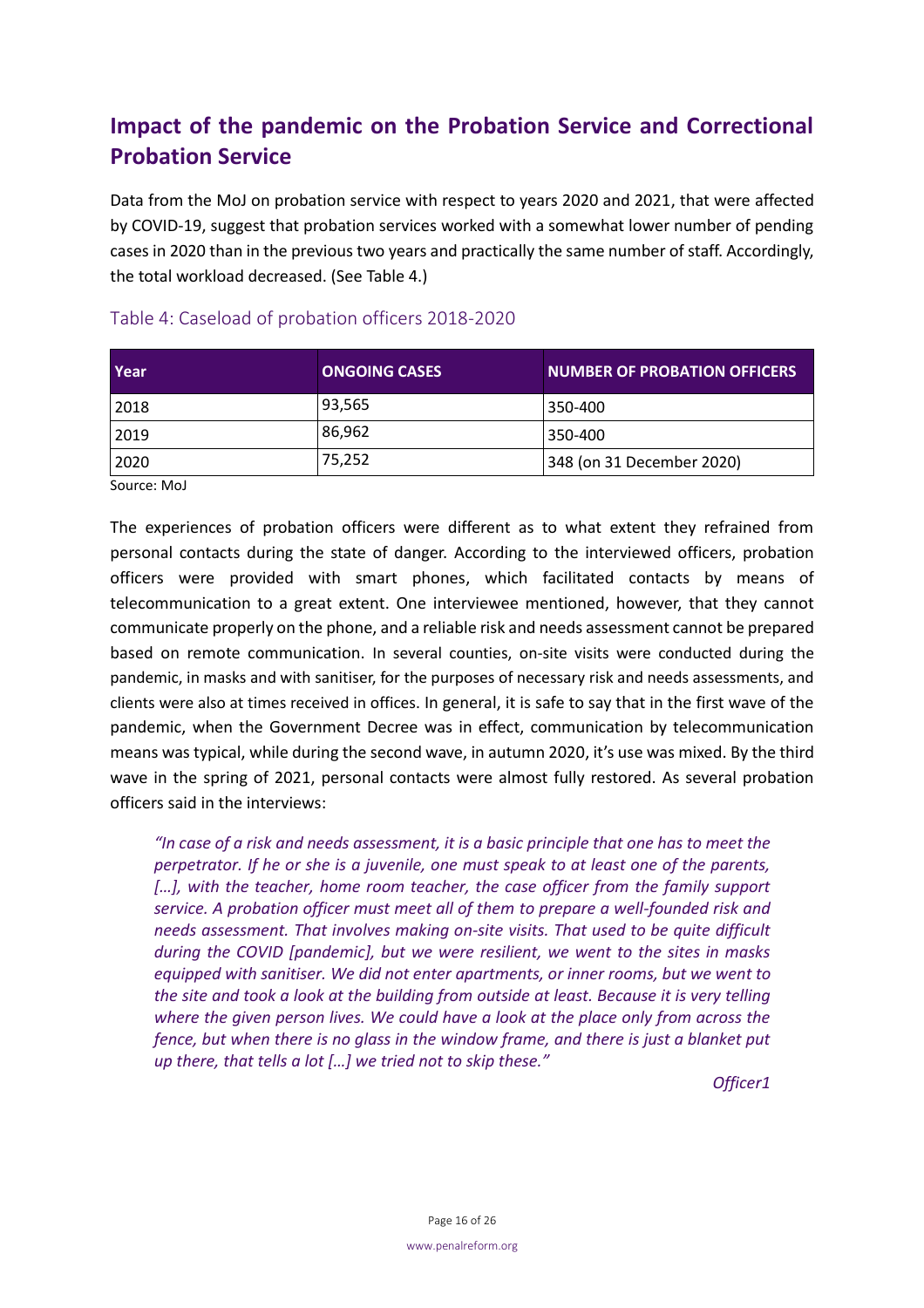## Impact of the pandemic on the Probation Service and Correctional Probation Service

Data from the MoJ on probation service with respect to years 2020 and 2021, that were affected by COVID-19, suggest that probation services worked with a somewhat lower number of pending cases in 2020 than in the previous two years and practically the same number of staff. Accordingly, the total workload decreased. (See Table 4.)

### Table 4: Caseload of probation officers 2018-2020

| Year | ONGOING CASES | NUMBER OF PROBATION OFFICERS |
|---|---|---|
| 2018 | 93,565 | 350-400 |
| 2019 | 86,962 | 350-400 |
| 2020 | 75,252 | 348 (on 31 December 2020) |

Source: MoJ

The experiences of probation officers were different as to what extent they refrained from personal contacts during the state of danger. According to the interviewed officers, probation officers were provided with smart phones, which facilitated contacts by means of telecommunication to a great extent. One interviewee mentioned, however, that they cannot communicate properly on the phone, and a reliable risk and needs assessment cannot be prepared based on remote communication. In several counties, on-site visits were conducted during the pandemic, in masks and with sanitiser, for the purposes of necessary risk and needs assessments, and clients were also at times received in offices. In general, it is safe to say that in the first wave of the pandemic, when the Government Decree was in effect, communication by telecommunication means was typical, while during the second wave, in autumn 2020, it's use was mixed. By the third wave in the spring of 2021, personal contacts were almost fully restored. As several probation officers said in the interviews:

> *"In case of a risk and needs assessment, it is a basic principle that one has to meet the perpetrator. If he or she is a juvenile, one must speak to at least one of the parents, […], with the teacher, home room teacher, the case officer from the family support service. A probation officer must meet all of them to prepare a well-founded risk and needs assessment. That involves making on-site visits. That used to be quite difficult during the COVID [pandemic], but we were resilient, we went to the sites in masks equipped with sanitiser. We did not enter apartments, or inner rooms, but we went to the site and took a look at the building from outside at least. Because it is very telling where the given person lives. We could have a look at the place only from across the fence, but when there is no glass in the window frame, and there is just a blanket put up there, that tells a lot […] we tried not to skip these."*
>
> *Officer1*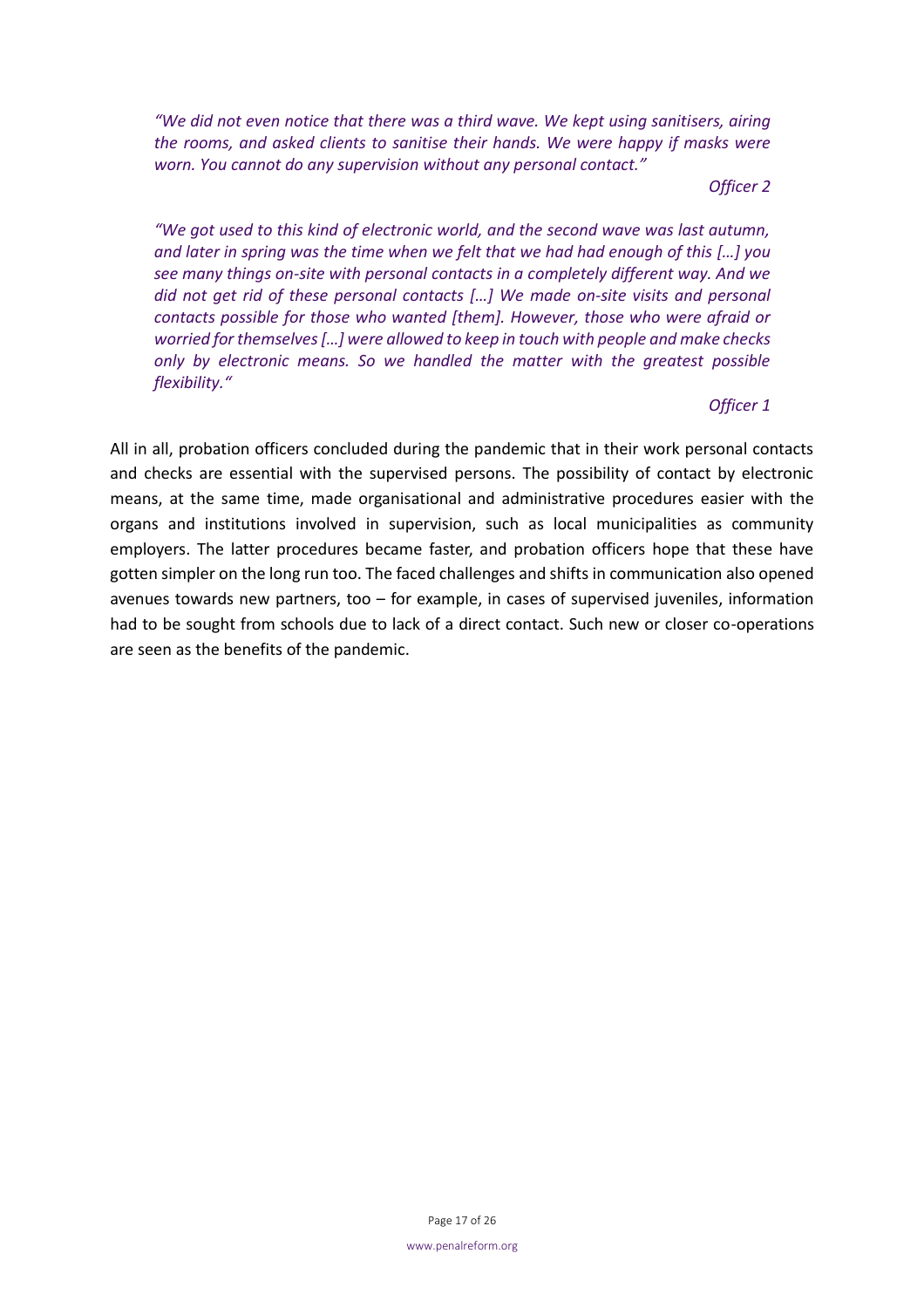> *"We did not even notice that there was a third wave. We kept using sanitisers, airing the rooms, and asked clients to sanitise their hands. We were happy if masks were worn. You cannot do any supervision without any personal contact."*
>
> *Officer 2*

> *"We got used to this kind of electronic world, and the second wave was last autumn, and later in spring was the time when we felt that we had had enough of this […] you see many things on-site with personal contacts in a completely different way. And we did not get rid of these personal contacts […] We made on-site visits and personal contacts possible for those who wanted [them]. However, those who were afraid or worried for themselves […] were allowed to keep in touch with people and make checks only by electronic means. So we handled the matter with the greatest possible flexibility."*
>
> *Officer 1*

All in all, probation officers concluded during the pandemic that in their work personal contacts and checks are essential with the supervised persons. The possibility of contact by electronic means, at the same time, made organisational and administrative procedures easier with the organs and institutions involved in supervision, such as local municipalities as community employers. The latter procedures became faster, and probation officers hope that these have gotten simpler on the long run too. The faced challenges and shifts in communication also opened avenues towards new partners, too – for example, in cases of supervised juveniles, information had to be sought from schools due to lack of a direct contact. Such new or closer co-operations are seen as the benefits of the pandemic.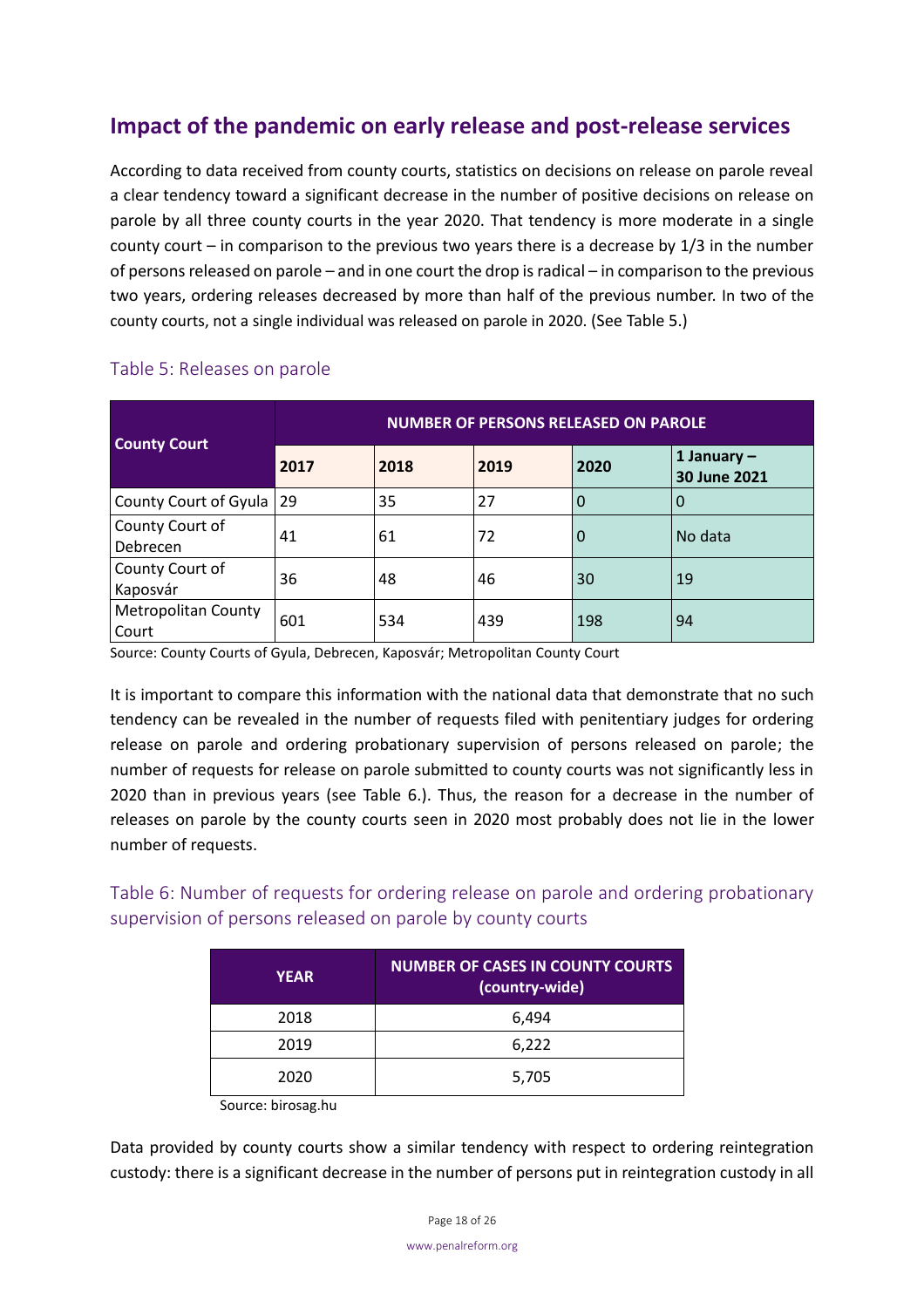## Impact of the pandemic on early release and post-release services

According to data received from county courts, statistics on decisions on release on parole reveal a clear tendency toward a significant decrease in the number of positive decisions on release on parole by all three county courts in the year 2020. That tendency is more moderate in a single county court – in comparison to the previous two years there is a decrease by 1/3 in the number of persons released on parole – and in one court the drop is radical – in comparison to the previous two years, ordering releases decreased by more than half of the previous number. In two of the county courts, not a single individual was released on parole in 2020. (See Table 5.)

### Table 5: Releases on parole

| County Court | NUMBER OF PERSONS RELEASED ON PAROLE | | | | |
|---|---|---|---|---|---|
| | **2017** | **2018** | **2019** | **2020** | **1 January – 30 June 2021** |
| County Court of Gyula | 29 | 35 | 27 | 0 | 0 |
| County Court of Debrecen | 41 | 61 | 72 | 0 | No data |
| County Court of Kaposvár | 36 | 48 | 46 | 30 | 19 |
| Metropolitan County Court | 601 | 534 | 439 | 198 | 94 |

Source: County Courts of Gyula, Debrecen, Kaposvár; Metropolitan County Court

It is important to compare this information with the national data that demonstrate that no such tendency can be revealed in the number of requests filed with penitentiary judges for ordering release on parole and ordering probationary supervision of persons released on parole; the number of requests for release on parole submitted to county courts was not significantly less in 2020 than in previous years (see Table 6.). Thus, the reason for a decrease in the number of releases on parole by the county courts seen in 2020 most probably does not lie in the lower number of requests.

### Table 6: Number of requests for ordering release on parole and ordering probationary supervision of persons released on parole by county courts

| YEAR | NUMBER OF CASES IN COUNTY COURTS (country-wide) |
|---|---|
| 2018 | 6,494 |
| 2019 | 6,222 |
| 2020 | 5,705 |

Source: birosag.hu

Data provided by county courts show a similar tendency with respect to ordering reintegration custody: there is a significant decrease in the number of persons put in reintegration custody in all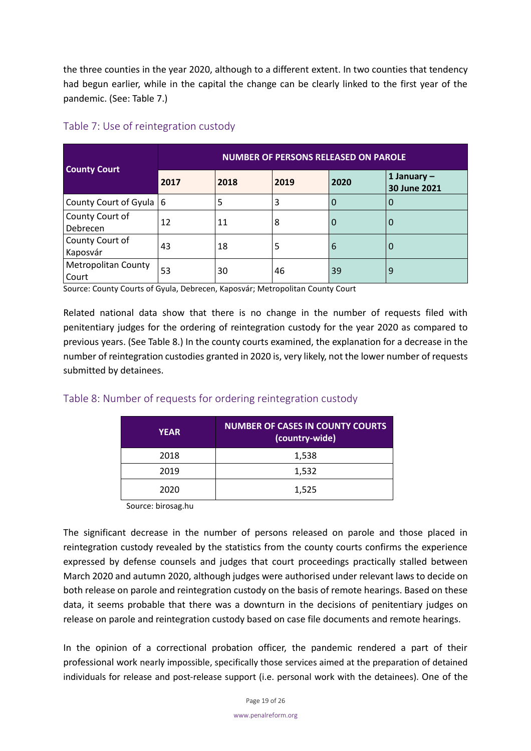the three counties in the year 2020, although to a different extent. In two counties that tendency had begun earlier, while in the capital the change can be clearly linked to the first year of the pandemic. (See: Table 7.)

### Table 7: Use of reintegration custody

| County Court | NUMBER OF PERSONS RELEASED ON PAROLE | | | | |
|---|---|---|---|---|---|
| | 2017 | 2018 | 2019 | 2020 | 1 January – 30 June 2021 |
| County Court of Gyula | 6 | 5 | 3 | 0 | 0 |
| County Court of Debrecen | 12 | 11 | 8 | 0 | 0 |
| County Court of Kaposvár | 43 | 18 | 5 | 6 | 0 |
| Metropolitan County Court | 53 | 30 | 46 | 39 | 9 |

Source: County Courts of Gyula, Debrecen, Kaposvár; Metropolitan County Court

Related national data show that there is no change in the number of requests filed with penitentiary judges for the ordering of reintegration custody for the year 2020 as compared to previous years. (See Table 8.) In the county courts examined, the explanation for a decrease in the number of reintegration custodies granted in 2020 is, very likely, not the lower number of requests submitted by detainees.

### Table 8: Number of requests for ordering reintegration custody

| YEAR | NUMBER OF CASES IN COUNTY COURTS (country-wide) |
|---|---|
| 2018 | 1,538 |
| 2019 | 1,532 |
| 2020 | 1,525 |

Source: birosag.hu

The significant decrease in the number of persons released on parole and those placed in reintegration custody revealed by the statistics from the county courts confirms the experience expressed by defense counsels and judges that court proceedings practically stalled between March 2020 and autumn 2020, although judges were authorised under relevant laws to decide on both release on parole and reintegration custody on the basis of remote hearings. Based on these data, it seems probable that there was a downturn in the decisions of penitentiary judges on release on parole and reintegration custody based on case file documents and remote hearings.

In the opinion of a correctional probation officer, the pandemic rendered a part of their professional work nearly impossible, specifically those services aimed at the preparation of detained individuals for release and post-release support (i.e. personal work with the detainees). One of the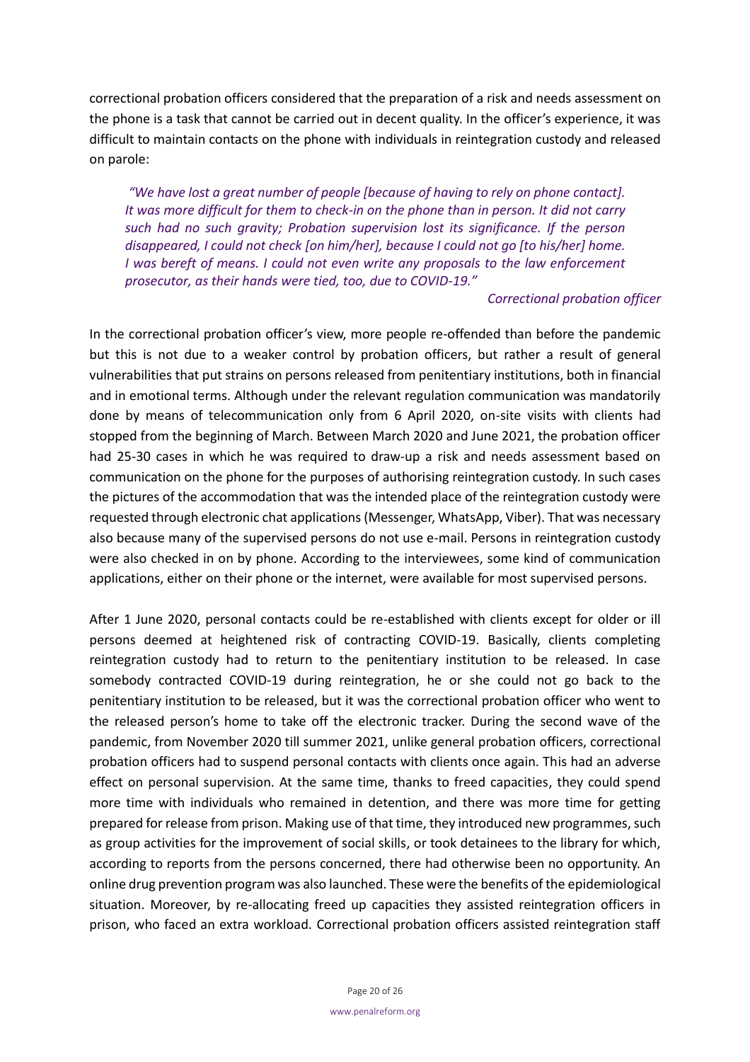correctional probation officers considered that the preparation of a risk and needs assessment on the phone is a task that cannot be carried out in decent quality. In the officer's experience, it was difficult to maintain contacts on the phone with individuals in reintegration custody and released on parole:

> *"We have lost a great number of people [because of having to rely on phone contact]. It was more difficult for them to check-in on the phone than in person. It did not carry such had no such gravity; Probation supervision lost its significance. If the person disappeared, I could not check [on him/her], because I could not go [to his/her] home. I was bereft of means. I could not even write any proposals to the law enforcement prosecutor, as their hands were tied, too, due to COVID-19."*
>
> *Correctional probation officer*

In the correctional probation officer's view, more people re-offended than before the pandemic but this is not due to a weaker control by probation officers, but rather a result of general vulnerabilities that put strains on persons released from penitentiary institutions, both in financial and in emotional terms. Although under the relevant regulation communication was mandatorily done by means of telecommunication only from 6 April 2020, on-site visits with clients had stopped from the beginning of March. Between March 2020 and June 2021, the probation officer had 25-30 cases in which he was required to draw-up a risk and needs assessment based on communication on the phone for the purposes of authorising reintegration custody. In such cases the pictures of the accommodation that was the intended place of the reintegration custody were requested through electronic chat applications (Messenger, WhatsApp, Viber). That was necessary also because many of the supervised persons do not use e-mail. Persons in reintegration custody were also checked in on by phone. According to the interviewees, some kind of communication applications, either on their phone or the internet, were available for most supervised persons.

After 1 June 2020, personal contacts could be re-established with clients except for older or ill persons deemed at heightened risk of contracting COVID-19. Basically, clients completing reintegration custody had to return to the penitentiary institution to be released. In case somebody contracted COVID-19 during reintegration, he or she could not go back to the penitentiary institution to be released, but it was the correctional probation officer who went to the released person's home to take off the electronic tracker. During the second wave of the pandemic, from November 2020 till summer 2021, unlike general probation officers, correctional probation officers had to suspend personal contacts with clients once again. This had an adverse effect on personal supervision. At the same time, thanks to freed capacities, they could spend more time with individuals who remained in detention, and there was more time for getting prepared for release from prison. Making use of that time, they introduced new programmes, such as group activities for the improvement of social skills, or took detainees to the library for which, according to reports from the persons concerned, there had otherwise been no opportunity. An online drug prevention program was also launched. These were the benefits of the epidemiological situation. Moreover, by re-allocating freed up capacities they assisted reintegration officers in prison, who faced an extra workload. Correctional probation officers assisted reintegration staff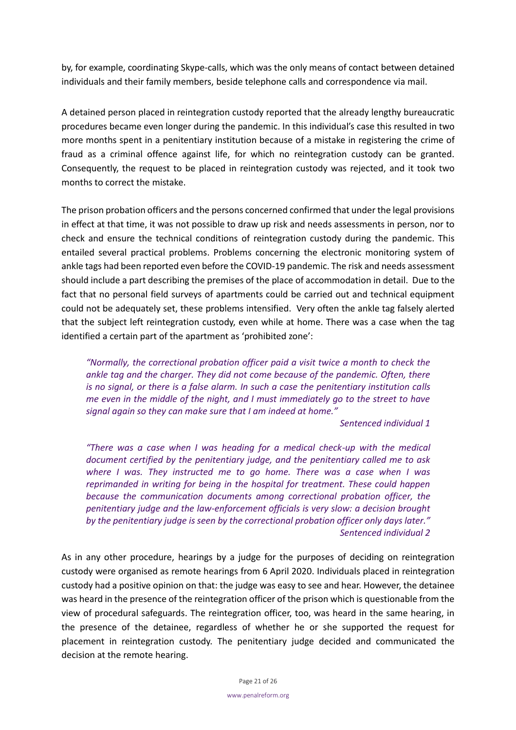by, for example, coordinating Skype-calls, which was the only means of contact between detained individuals and their family members, beside telephone calls and correspondence via mail.

A detained person placed in reintegration custody reported that the already lengthy bureaucratic procedures became even longer during the pandemic. In this individual's case this resulted in two more months spent in a penitentiary institution because of a mistake in registering the crime of fraud as a criminal offence against life, for which no reintegration custody can be granted. Consequently, the request to be placed in reintegration custody was rejected, and it took two months to correct the mistake.

The prison probation officers and the persons concerned confirmed that under the legal provisions in effect at that time, it was not possible to draw up risk and needs assessments in person, nor to check and ensure the technical conditions of reintegration custody during the pandemic. This entailed several practical problems. Problems concerning the electronic monitoring system of ankle tags had been reported even before the COVID-19 pandemic. The risk and needs assessment should include a part describing the premises of the place of accommodation in detail. Due to the fact that no personal field surveys of apartments could be carried out and technical equipment could not be adequately set, these problems intensified. Very often the ankle tag falsely alerted that the subject left reintegration custody, even while at home. There was a case when the tag identified a certain part of the apartment as 'prohibited zone':

> *"Normally, the correctional probation officer paid a visit twice a month to check the ankle tag and the charger. They did not come because of the pandemic. Often, there is no signal, or there is a false alarm. In such a case the penitentiary institution calls me even in the middle of the night, and I must immediately go to the street to have signal again so they can make sure that I am indeed at home."*
>
> *Sentenced individual 1*

> *"There was a case when I was heading for a medical check-up with the medical document certified by the penitentiary judge, and the penitentiary called me to ask where I was. They instructed me to go home. There was a case when I was reprimanded in writing for being in the hospital for treatment. These could happen because the communication documents among correctional probation officer, the penitentiary judge and the law-enforcement officials is very slow: a decision brought by the penitentiary judge is seen by the correctional probation officer only days later."*
>
> *Sentenced individual 2*

As in any other procedure, hearings by a judge for the purposes of deciding on reintegration custody were organised as remote hearings from 6 April 2020. Individuals placed in reintegration custody had a positive opinion on that: the judge was easy to see and hear. However, the detainee was heard in the presence of the reintegration officer of the prison which is questionable from the view of procedural safeguards. The reintegration officer, too, was heard in the same hearing, in the presence of the detainee, regardless of whether he or she supported the request for placement in reintegration custody. The penitentiary judge decided and communicated the decision at the remote hearing.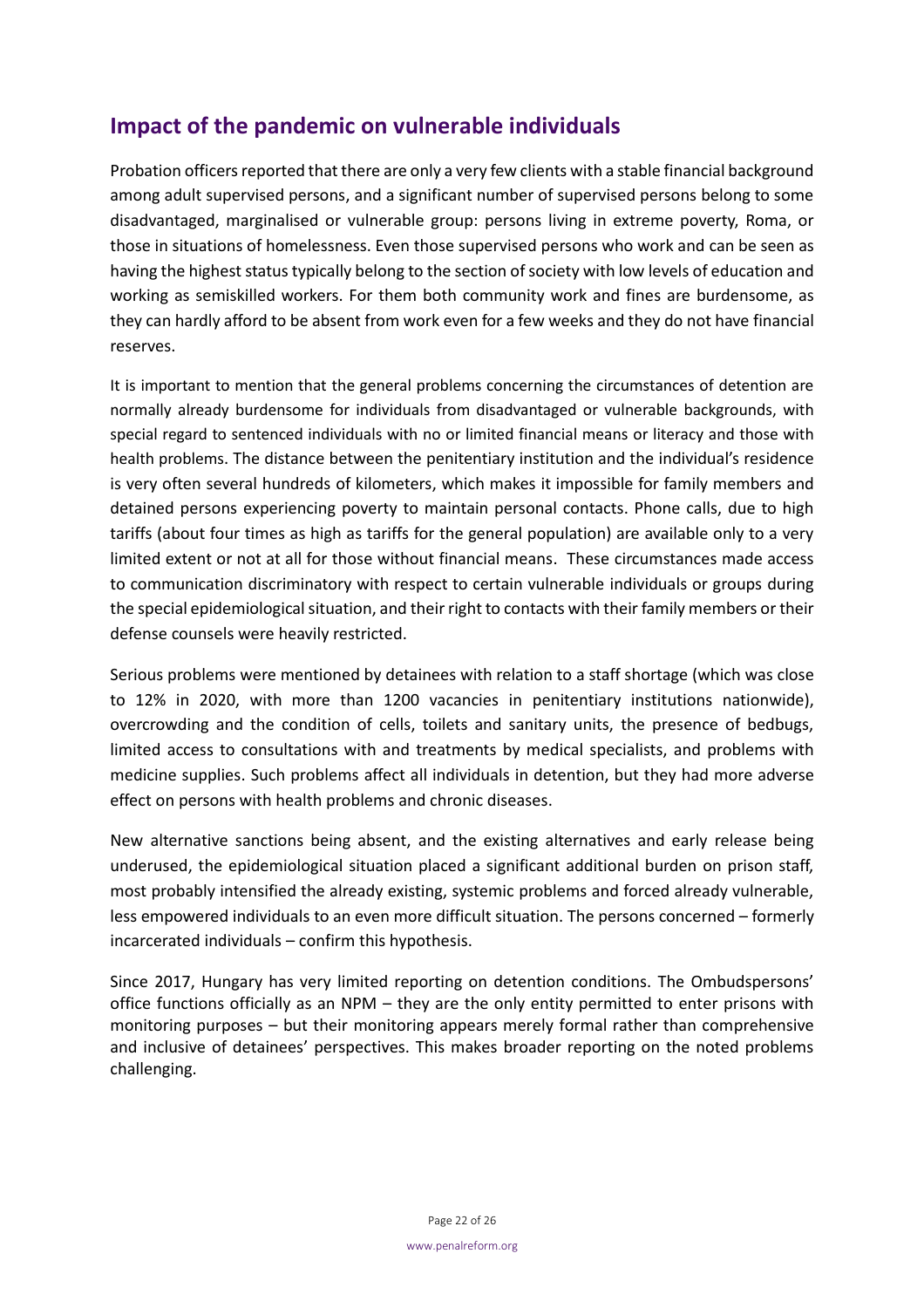## Impact of the pandemic on vulnerable individuals

Probation officers reported that there are only a very few clients with a stable financial background among adult supervised persons, and a significant number of supervised persons belong to some disadvantaged, marginalised or vulnerable group: persons living in extreme poverty, Roma, or those in situations of homelessness. Even those supervised persons who work and can be seen as having the highest status typically belong to the section of society with low levels of education and working as semiskilled workers. For them both community work and fines are burdensome, as they can hardly afford to be absent from work even for a few weeks and they do not have financial reserves.

It is important to mention that the general problems concerning the circumstances of detention are normally already burdensome for individuals from disadvantaged or vulnerable backgrounds, with special regard to sentenced individuals with no or limited financial means or literacy and those with health problems. The distance between the penitentiary institution and the individual's residence is very often several hundreds of kilometers, which makes it impossible for family members and detained persons experiencing poverty to maintain personal contacts. Phone calls, due to high tariffs (about four times as high as tariffs for the general population) are available only to a very limited extent or not at all for those without financial means. These circumstances made access to communication discriminatory with respect to certain vulnerable individuals or groups during the special epidemiological situation, and their right to contacts with their family members or their defense counsels were heavily restricted.

Serious problems were mentioned by detainees with relation to a staff shortage (which was close to 12% in 2020, with more than 1200 vacancies in penitentiary institutions nationwide), overcrowding and the condition of cells, toilets and sanitary units, the presence of bedbugs, limited access to consultations with and treatments by medical specialists, and problems with medicine supplies. Such problems affect all individuals in detention, but they had more adverse effect on persons with health problems and chronic diseases.

New alternative sanctions being absent, and the existing alternatives and early release being underused, the epidemiological situation placed a significant additional burden on prison staff, most probably intensified the already existing, systemic problems and forced already vulnerable, less empowered individuals to an even more difficult situation. The persons concerned – formerly incarcerated individuals – confirm this hypothesis.

Since 2017, Hungary has very limited reporting on detention conditions. The Ombudspersons' office functions officially as an NPM – they are the only entity permitted to enter prisons with monitoring purposes – but their monitoring appears merely formal rather than comprehensive and inclusive of detainees' perspectives. This makes broader reporting on the noted problems challenging.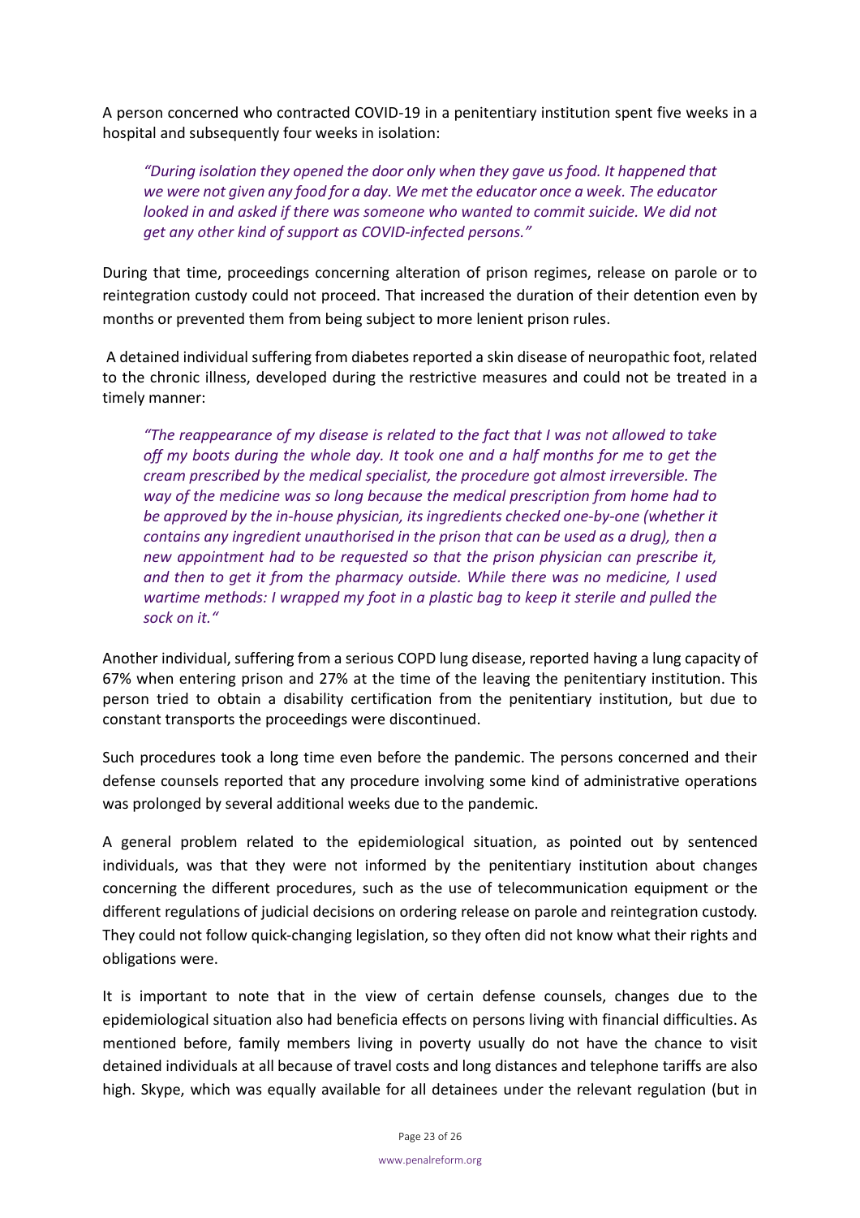A person concerned who contracted COVID-19 in a penitentiary institution spent five weeks in a hospital and subsequently four weeks in isolation:

> *"During isolation they opened the door only when they gave us food. It happened that we were not given any food for a day. We met the educator once a week. The educator looked in and asked if there was someone who wanted to commit suicide. We did not get any other kind of support as COVID-infected persons."*

During that time, proceedings concerning alteration of prison regimes, release on parole or to reintegration custody could not proceed. That increased the duration of their detention even by months or prevented them from being subject to more lenient prison rules.

A detained individual suffering from diabetes reported a skin disease of neuropathic foot, related to the chronic illness, developed during the restrictive measures and could not be treated in a timely manner:

> *"The reappearance of my disease is related to the fact that I was not allowed to take off my boots during the whole day. It took one and a half months for me to get the cream prescribed by the medical specialist, the procedure got almost irreversible. The way of the medicine was so long because the medical prescription from home had to be approved by the in-house physician, its ingredients checked one-by-one (whether it contains any ingredient unauthorised in the prison that can be used as a drug), then a new appointment had to be requested so that the prison physician can prescribe it, and then to get it from the pharmacy outside. While there was no medicine, I used wartime methods: I wrapped my foot in a plastic bag to keep it sterile and pulled the sock on it."*

Another individual, suffering from a serious COPD lung disease, reported having a lung capacity of 67% when entering prison and 27% at the time of the leaving the penitentiary institution. This person tried to obtain a disability certification from the penitentiary institution, but due to constant transports the proceedings were discontinued.

Such procedures took a long time even before the pandemic. The persons concerned and their defense counsels reported that any procedure involving some kind of administrative operations was prolonged by several additional weeks due to the pandemic.

A general problem related to the epidemiological situation, as pointed out by sentenced individuals, was that they were not informed by the penitentiary institution about changes concerning the different procedures, such as the use of telecommunication equipment or the different regulations of judicial decisions on ordering release on parole and reintegration custody. They could not follow quick-changing legislation, so they often did not know what their rights and obligations were.

It is important to note that in the view of certain defense counsels, changes due to the epidemiological situation also had beneficia effects on persons living with financial difficulties. As mentioned before, family members living in poverty usually do not have the chance to visit detained individuals at all because of travel costs and long distances and telephone tariffs are also high. Skype, which was equally available for all detainees under the relevant regulation (but in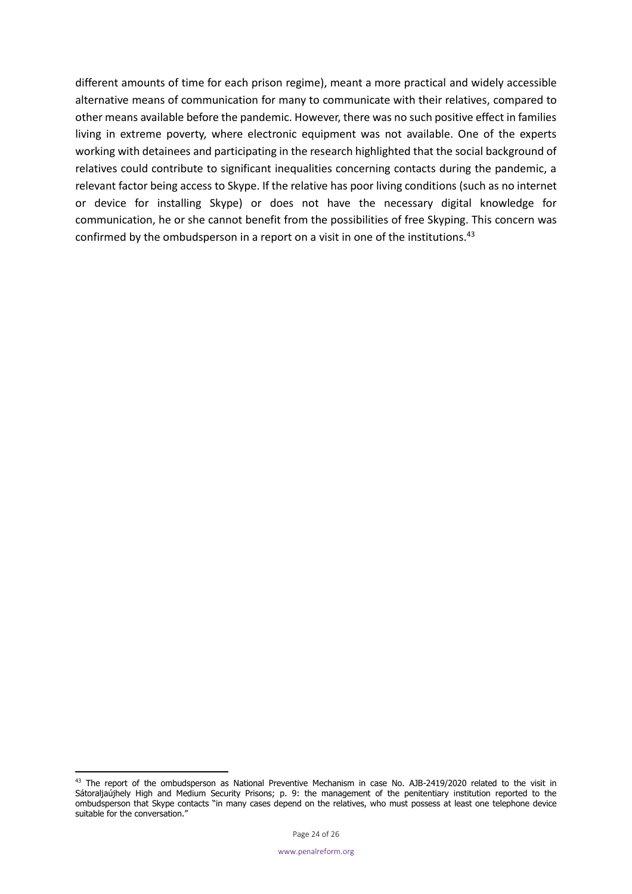different amounts of time for each prison regime), meant a more practical and widely accessible alternative means of communication for many to communicate with their relatives, compared to other means available before the pandemic. However, there was no such positive effect in families living in extreme poverty, where electronic equipment was not available. One of the experts working with detainees and participating in the research highlighted that the social background of relatives could contribute to significant inequalities concerning contacts during the pandemic, a relevant factor being access to Skype. If the relative has poor living conditions (such as no internet or device for installing Skype) or does not have the necessary digital knowledge for communication, he or she cannot benefit from the possibilities of free Skyping. This concern was confirmed by the ombudsperson in a report on a visit in one of the institutions.[43]

[43] The report of the ombudsperson as National Preventive Mechanism in case No. AJB-2419/2020 related to the visit in Sátoraljaújhely High and Medium Security Prisons; p. 9: the management of the penitentiary institution reported to the ombudsperson that Skype contacts "in many cases depend on the relatives, who must possess at least one telephone device suitable for the conversation."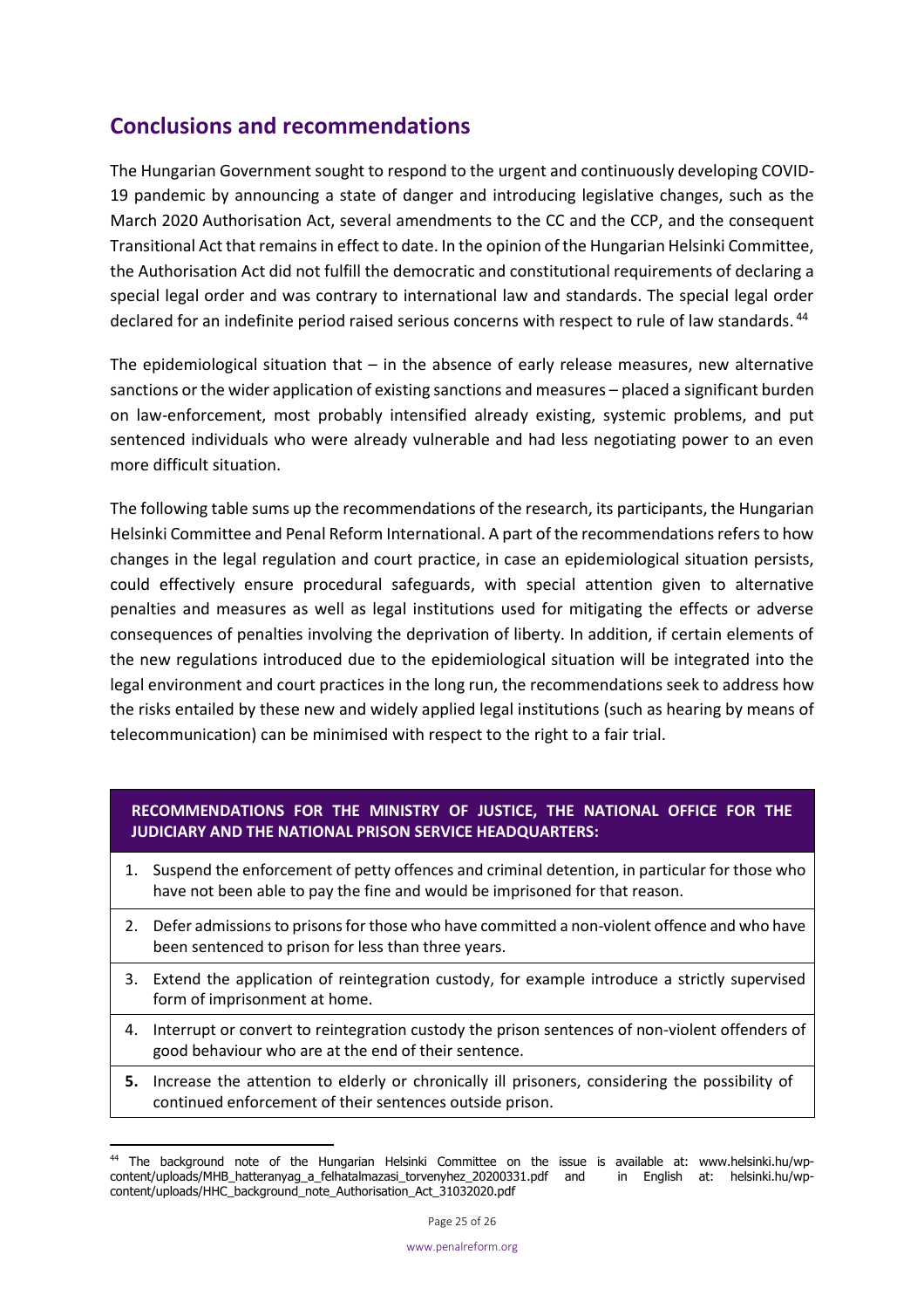## Conclusions and recommendations

The Hungarian Government sought to respond to the urgent and continuously developing COVID-19 pandemic by announcing a state of danger and introducing legislative changes, such as the March 2020 Authorisation Act, several amendments to the CC and the CCP, and the consequent Transitional Act that remains in effect to date. In the opinion of the Hungarian Helsinki Committee, the Authorisation Act did not fulfill the democratic and constitutional requirements of declaring a special legal order and was contrary to international law and standards. The special legal order declared for an indefinite period raised serious concerns with respect to rule of law standards.[44]

The epidemiological situation that – in the absence of early release measures, new alternative sanctions or the wider application of existing sanctions and measures – placed a significant burden on law-enforcement, most probably intensified already existing, systemic problems, and put sentenced individuals who were already vulnerable and had less negotiating power to an even more difficult situation.

The following table sums up the recommendations of the research, its participants, the Hungarian Helsinki Committee and Penal Reform International. A part of the recommendations refers to how changes in the legal regulation and court practice, in case an epidemiological situation persists, could effectively ensure procedural safeguards, with special attention given to alternative penalties and measures as well as legal institutions used for mitigating the effects or adverse consequences of penalties involving the deprivation of liberty. In addition, if certain elements of the new regulations introduced due to the epidemiological situation will be integrated into the legal environment and court practices in the long run, the recommendations seek to address how the risks entailed by these new and widely applied legal institutions (such as hearing by means of telecommunication) can be minimised with respect to the right to a fair trial.

| **RECOMMENDATIONS FOR THE MINISTRY OF JUSTICE, THE NATIONAL OFFICE FOR THE JUDICIARY AND THE NATIONAL PRISON SERVICE HEADQUARTERS:** |
|---|
| 1. Suspend the enforcement of petty offences and criminal detention, in particular for those who have not been able to pay the fine and would be imprisoned for that reason. |
| 2. Defer admissions to prisons for those who have committed a non-violent offence and who have been sentenced to prison for less than three years. |
| 3. Extend the application of reintegration custody, for example introduce a strictly supervised form of imprisonment at home. |
| 4. Interrupt or convert to reintegration custody the prison sentences of non-violent offenders of good behaviour who are at the end of their sentence. |
| **5.** Increase the attention to elderly or chronically ill prisoners, considering the possibility of continued enforcement of their sentences outside prison. |

[44] The background note of the Hungarian Helsinki Committee on the issue is available at: www.helsinki.hu/wp-content/uploads/MHB_hatteranyag_a_felhatalmazasi_torvenyhez_20200331.pdf and in English at: helsinki.hu/wp-content/uploads/HHC_background_note_Authorisation_Act_31032020.pdf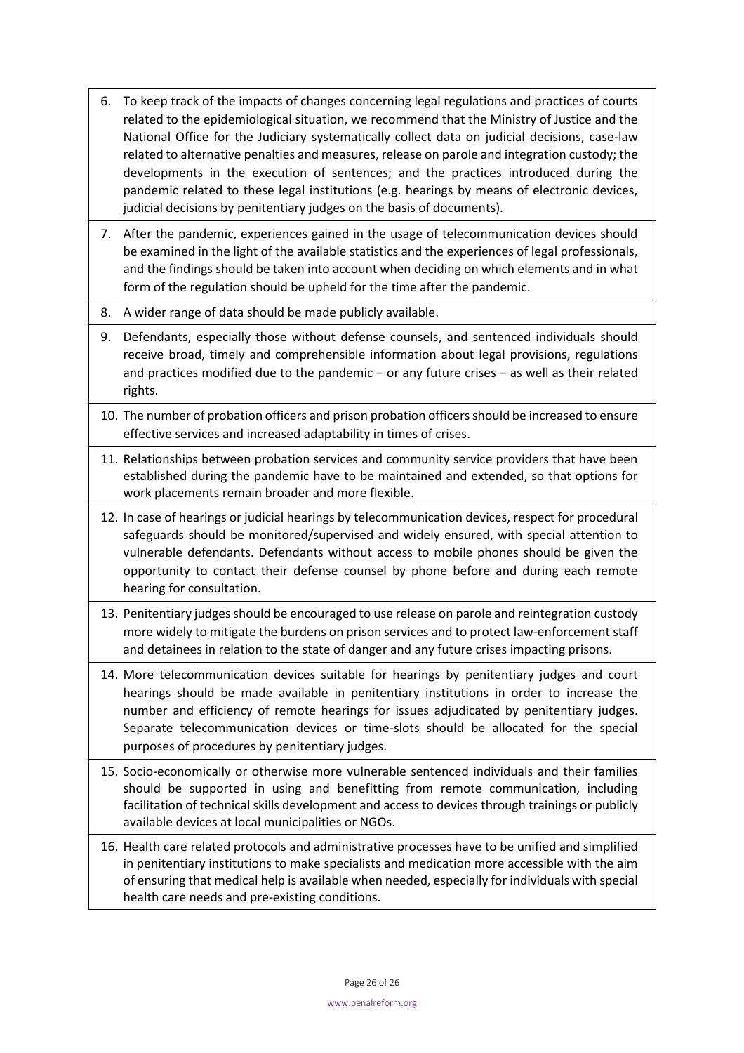6. To keep track of the impacts of changes concerning legal regulations and practices of courts related to the epidemiological situation, we recommend that the Ministry of Justice and the National Office for the Judiciary systematically collect data on judicial decisions, case-law related to alternative penalties and measures, release on parole and integration custody; the developments in the execution of sentences; and the practices introduced during the pandemic related to these legal institutions (e.g. hearings by means of electronic devices, judicial decisions by penitentiary judges on the basis of documents).
7. After the pandemic, experiences gained in the usage of telecommunication devices should be examined in the light of the available statistics and the experiences of legal professionals, and the findings should be taken into account when deciding on which elements and in what form of the regulation should be upheld for the time after the pandemic.
8. A wider range of data should be made publicly available.
9. Defendants, especially those without defense counsels, and sentenced individuals should receive broad, timely and comprehensible information about legal provisions, regulations and practices modified due to the pandemic – or any future crises – as well as their related rights.
10. The number of probation officers and prison probation officers should be increased to ensure effective services and increased adaptability in times of crises.
11. Relationships between probation services and community service providers that have been established during the pandemic have to be maintained and extended, so that options for work placements remain broader and more flexible.
12. In case of hearings or judicial hearings by telecommunication devices, respect for procedural safeguards should be monitored/supervised and widely ensured, with special attention to vulnerable defendants. Defendants without access to mobile phones should be given the opportunity to contact their defense counsel by phone before and during each remote hearing for consultation.
13. Penitentiary judges should be encouraged to use release on parole and reintegration custody more widely to mitigate the burdens on prison services and to protect law-enforcement staff and detainees in relation to the state of danger and any future crises impacting prisons.
14. More telecommunication devices suitable for hearings by penitentiary judges and court hearings should be made available in penitentiary institutions in order to increase the number and efficiency of remote hearings for issues adjudicated by penitentiary judges. Separate telecommunication devices or time-slots should be allocated for the special purposes of procedures by penitentiary judges.
15. Socio-economically or otherwise more vulnerable sentenced individuals and their families should be supported in using and benefitting from remote communication, including facilitation of technical skills development and access to devices through trainings or publicly available devices at local municipalities or NGOs.
16. Health care related protocols and administrative processes have to be unified and simplified in penitentiary institutions to make specialists and medication more accessible with the aim of ensuring that medical help is available when needed, especially for individuals with special health care needs and pre-existing conditions.